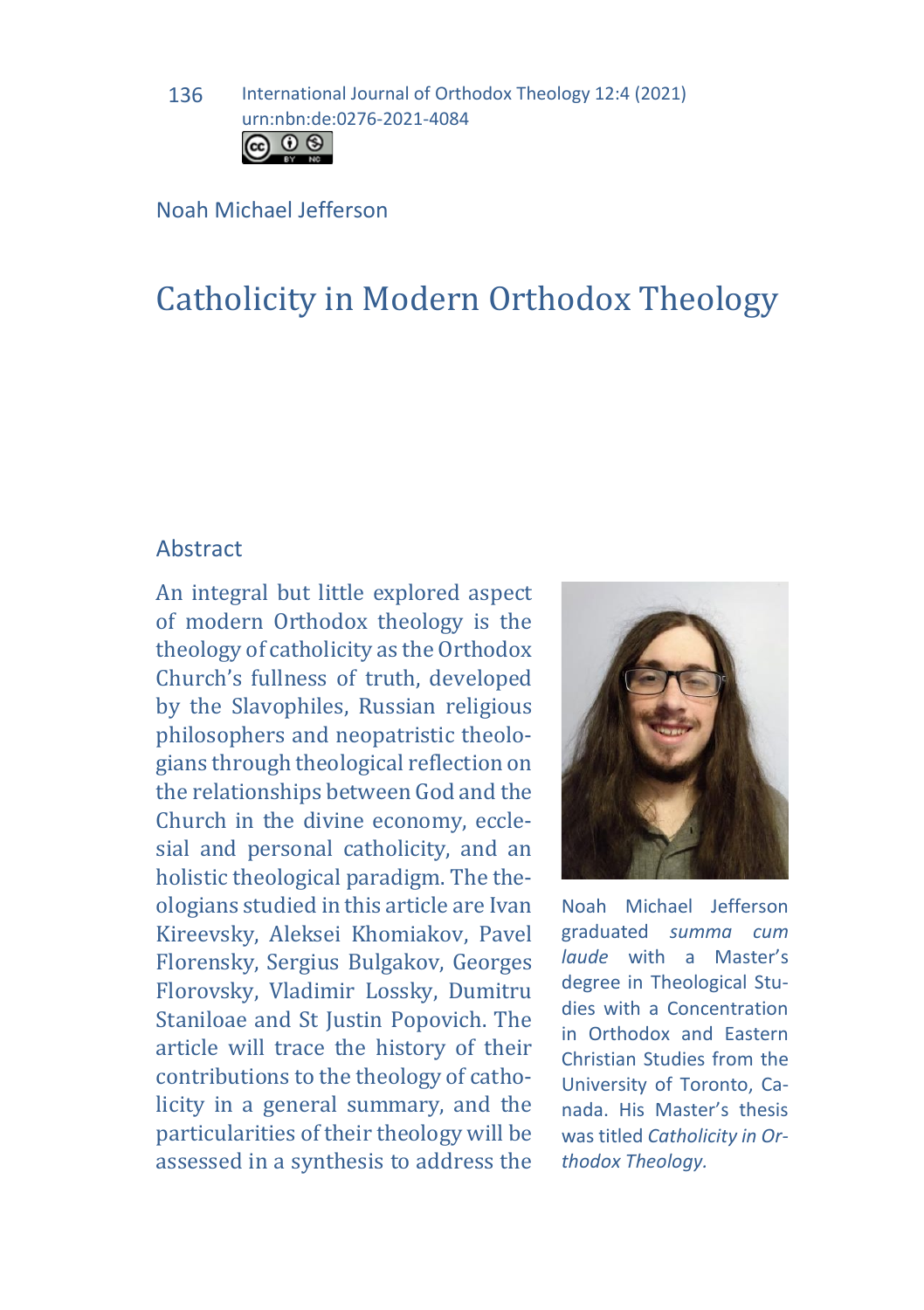Noah Michael Jefferson

# Catholicity in Modern Orthodox Theology

## Abstract

An integral but little explored aspect of modern Orthodox theology is the theology of catholicity as the Orthodox Church's fullness of truth, developed by the Slavophiles, Russian religious philosophers and neopatristic theologians through theological reflection on the relationships between God and the Church in the divine economy, ecclesial and personal catholicity, and an holistic theological paradigm. The theologians studied in this article are Ivan Kireevsky, Aleksei Khomiakov, Pavel Florensky, Sergius Bulgakov, Georges Florovsky, Vladimir Lossky, Dumitru Staniloae and St Justin Popovich. The article will trace the history of their contributions to the theology of catholicity in a general summary, and the particularities of their theology will be assessed in a synthesis to address the

Noah Michael Jefferson graduated *summa cum laude* with a Master's degree in Theological Studies with a Concentration in Orthodox and Eastern Christian Studies from the University of Toronto, Canada. His Master's thesis was titled *Catholicity in Orthodox Theology.*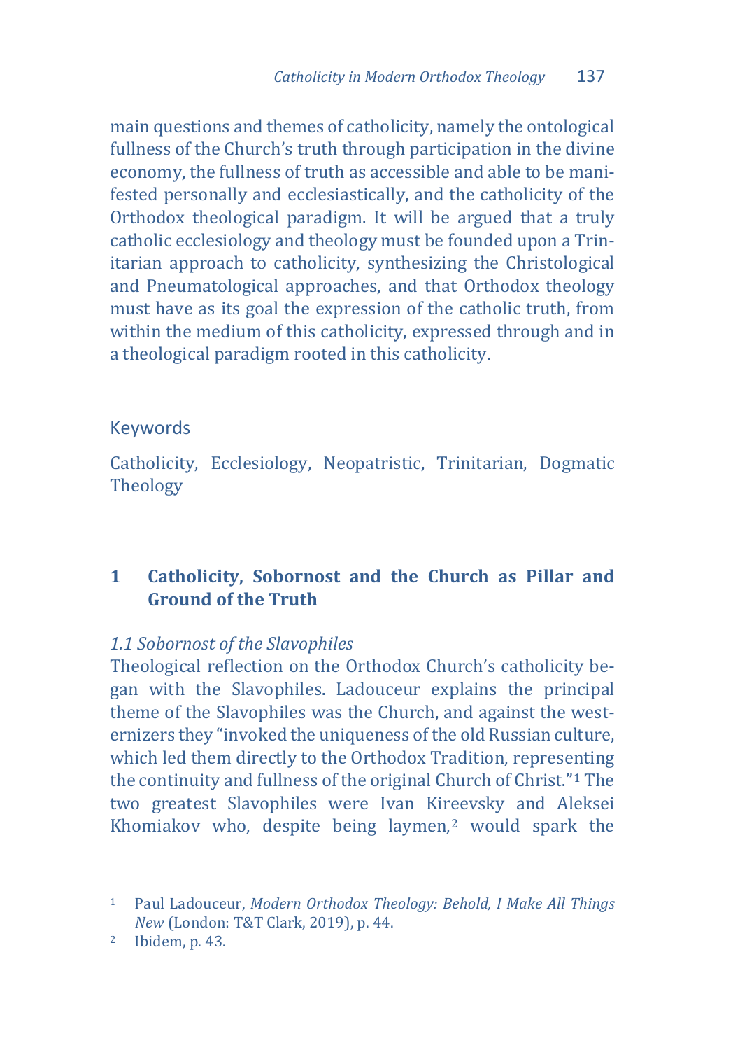main questions and themes of catholicity, namely the ontological fullness of the Church's truth through participation in the divine economy, the fullness of truth as accessible and able to be manifested personally and ecclesiastically, and the catholicity of the Orthodox theological paradigm. It will be argued that a truly catholic ecclesiology and theology must be founded upon a Trinitarian approach to catholicity, synthesizing the Christological and Pneumatological approaches, and that Orthodox theology must have as its goal the expression of the catholic truth, from within the medium of this catholicity, expressed through and in a theological paradigm rooted in this catholicity.

## Keywords

Catholicity, Ecclesiology, Neopatristic, Trinitarian, Dogmatic Theology

## 1 Catholicity, Sobornost and the Church as Pillar and Ground of the Truth

### *1.1 Sobornost of the Slavophiles*

Theological reflection on the Orthodox Church's catholicity began with the Slavophiles. Ladouceur explains the principal theme of the Slavophiles was the Church, and against the westernizers they "invoked the uniqueness of the old Russian culture, which led them directly to the Orthodox Tradition, representing the continuity and fullness of the original Church of Christ."[1] The two greatest Slavophiles were Ivan Kireevsky and Aleksei Khomiakov who, despite being laymen,[2] would spark the

---

[1] Paul Ladouceur, *Modern Orthodox Theology: Behold, I Make All Things New* (London: T&T Clark, 2019), p. 44.

[2] Ibidem, p. 43.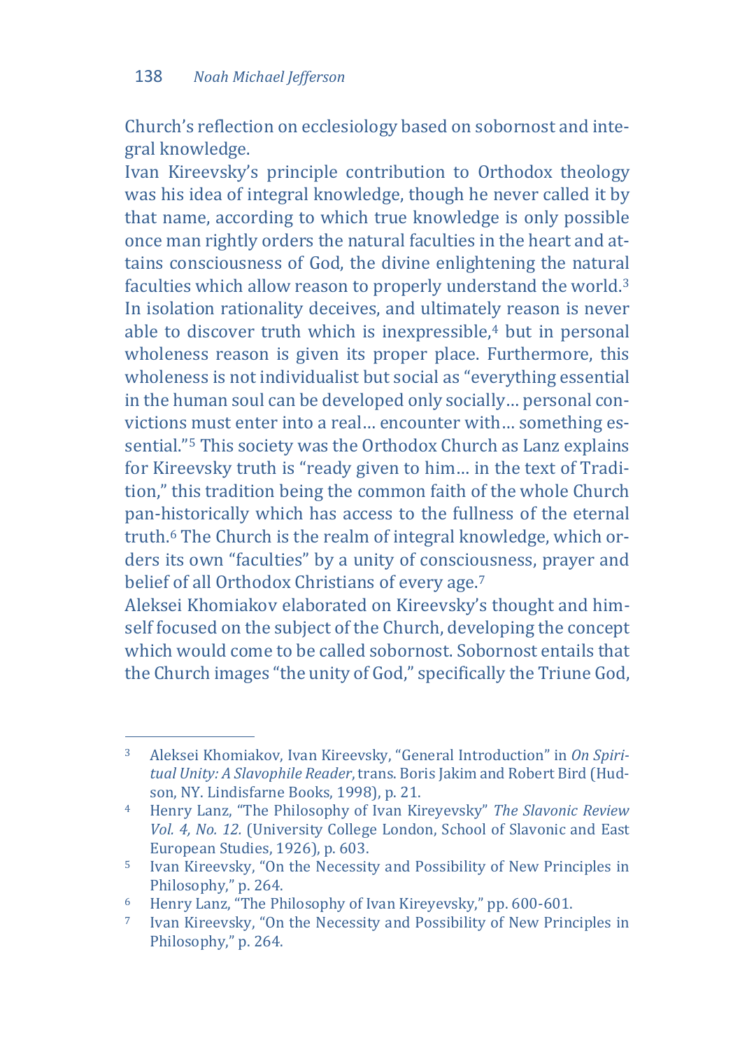Church's reflection on ecclesiology based on sobornost and integral knowledge.

Ivan Kireevsky's principle contribution to Orthodox theology was his idea of integral knowledge, though he never called it by that name, according to which true knowledge is only possible once man rightly orders the natural faculties in the heart and attains consciousness of God, the divine enlightening the natural faculties which allow reason to properly understand the world.[3] In isolation rationality deceives, and ultimately reason is never able to discover truth which is inexpressible,[4] but in personal wholeness reason is given its proper place. Furthermore, this wholeness is not individualist but social as "everything essential in the human soul can be developed only socially… personal convictions must enter into a real… encounter with… something essential."[5] This society was the Orthodox Church as Lanz explains for Kireevsky truth is "ready given to him… in the text of Tradition," this tradition being the common faith of the whole Church pan-historically which has access to the fullness of the eternal truth.[6] The Church is the realm of integral knowledge, which orders its own "faculties" by a unity of consciousness, prayer and belief of all Orthodox Christians of every age.[7]

Aleksei Khomiakov elaborated on Kireevsky's thought and himself focused on the subject of the Church, developing the concept which would come to be called sobornost. Sobornost entails that the Church images "the unity of God," specifically the Triune God,

---

[3] Aleksei Khomiakov, Ivan Kireevsky, "General Introduction" in *On Spiritual Unity: A Slavophile Reader*, trans. Boris Jakim and Robert Bird (Hudson, NY. Lindisfarne Books, 1998), p. 21.

[4] Henry Lanz, "The Philosophy of Ivan Kireyevsky" *The Slavonic Review Vol. 4, No. 12.* (University College London, School of Slavonic and East European Studies, 1926), p. 603.

[5] Ivan Kireevsky, "On the Necessity and Possibility of New Principles in Philosophy," p. 264.

[6] Henry Lanz, "The Philosophy of Ivan Kireyevsky," pp. 600-601.

[7] Ivan Kireevsky, "On the Necessity and Possibility of New Principles in Philosophy," p. 264.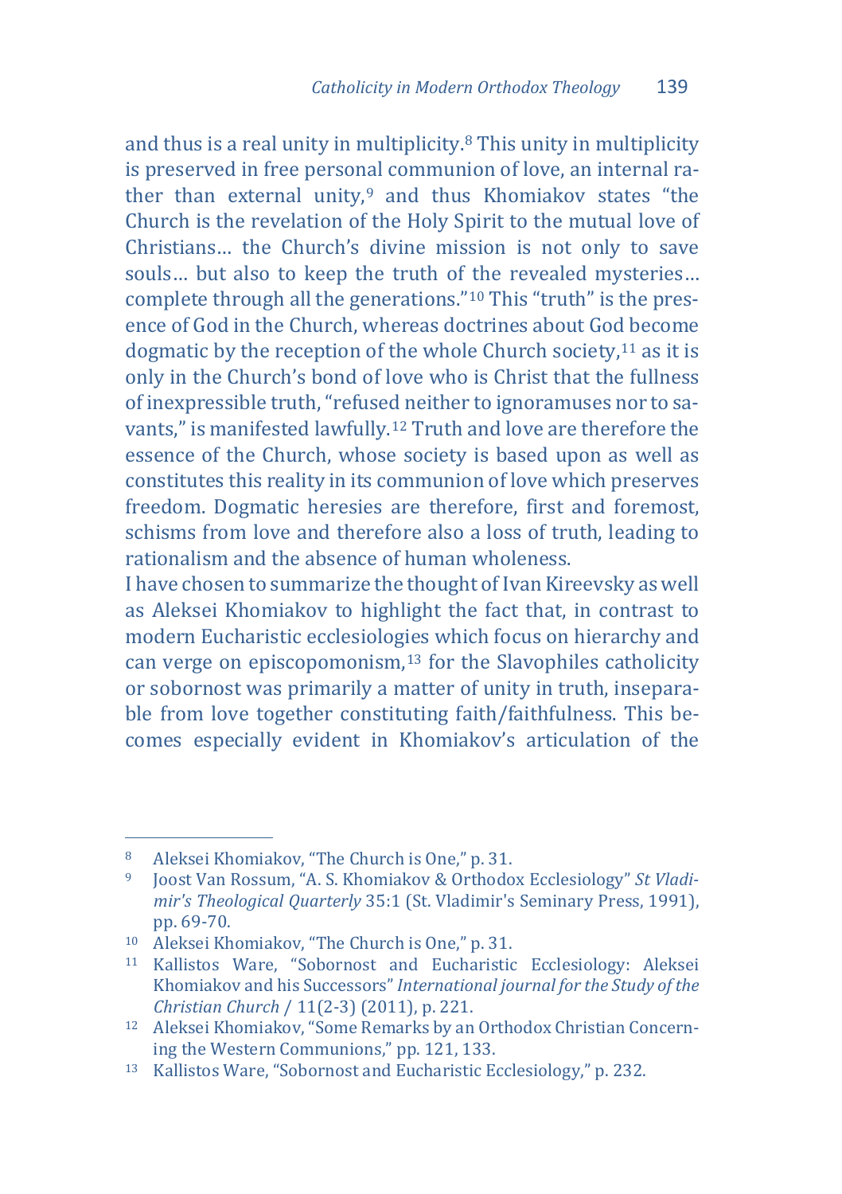and thus is a real unity in multiplicity.[8] This unity in multiplicity is preserved in free personal communion of love, an internal rather than external unity,[9] and thus Khomiakov states "the Church is the revelation of the Holy Spirit to the mutual love of Christians… the Church's divine mission is not only to save souls… but also to keep the truth of the revealed mysteries… complete through all the generations."[10] This "truth" is the presence of God in the Church, whereas doctrines about God become dogmatic by the reception of the whole Church society,[11] as it is only in the Church's bond of love who is Christ that the fullness of inexpressible truth, "refused neither to ignoramuses nor to savants," is manifested lawfully.[12] Truth and love are therefore the essence of the Church, whose society is based upon as well as constitutes this reality in its communion of love which preserves freedom. Dogmatic heresies are therefore, first and foremost, schisms from love and therefore also a loss of truth, leading to rationalism and the absence of human wholeness.

I have chosen to summarize the thought of Ivan Kireevsky as well as Aleksei Khomiakov to highlight the fact that, in contrast to modern Eucharistic ecclesiologies which focus on hierarchy and can verge on episcopomonism,[13] for the Slavophiles catholicity or sobornost was primarily a matter of unity in truth, inseparable from love together constituting faith/faithfulness. This becomes especially evident in Khomiakov's articulation of the

---

[8] Aleksei Khomiakov, "The Church is One," p. 31.

[9] Joost Van Rossum, "A. S. Khomiakov & Orthodox Ecclesiology" *St Vladimir's Theological Quarterly* 35:1 (St. Vladimir's Seminary Press, 1991), pp. 69-70.

[10] Aleksei Khomiakov, "The Church is One," p. 31.

[11] Kallistos Ware, "Sobornost and Eucharistic Ecclesiology: Aleksei Khomiakov and his Successors" *International journal for the Study of the Christian Church* / 11(2-3) (2011), p. 221.

[12] Aleksei Khomiakov, "Some Remarks by an Orthodox Christian Concerning the Western Communions," pp. 121, 133.

[13] Kallistos Ware, "Sobornost and Eucharistic Ecclesiology," p. 232.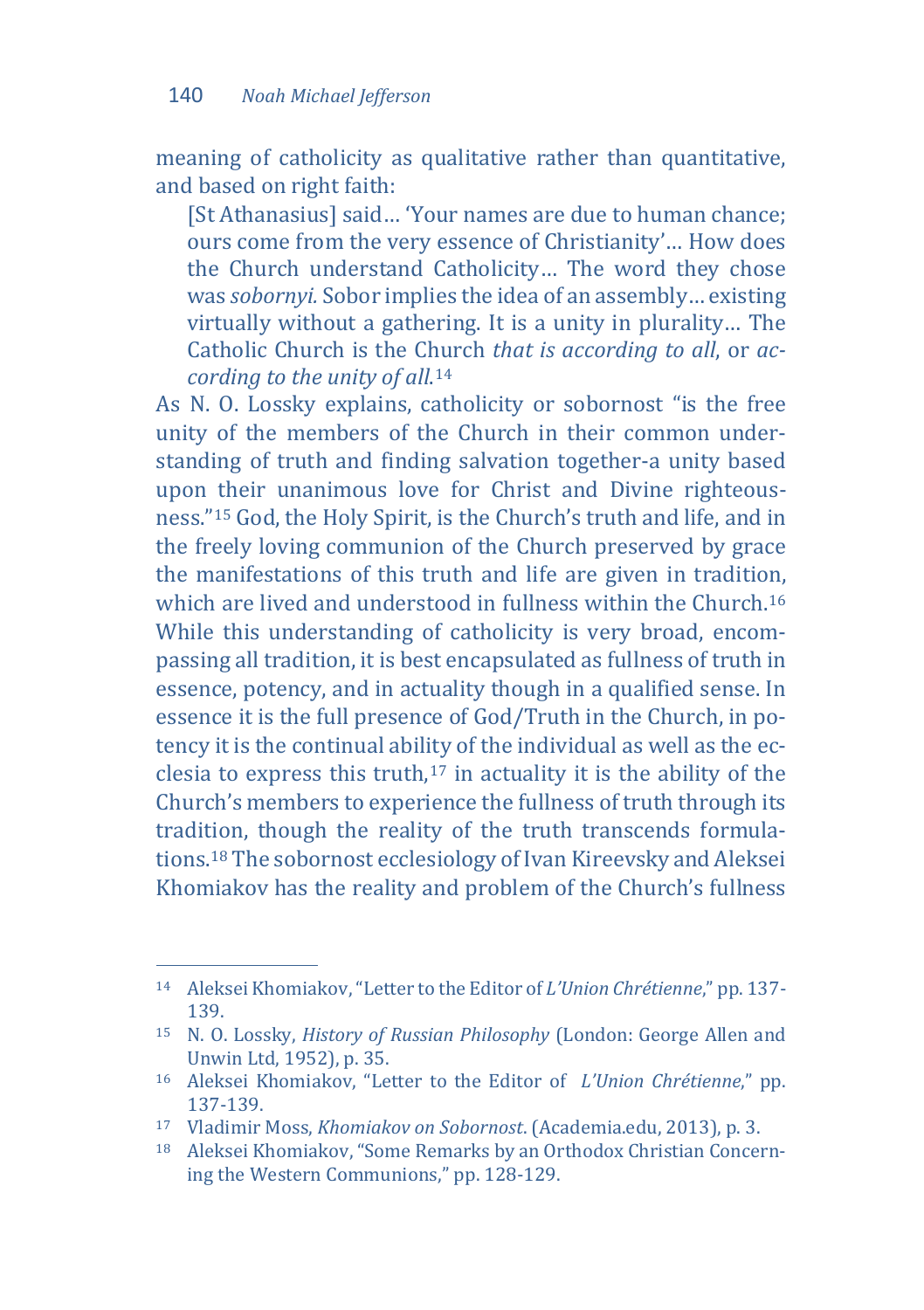meaning of catholicity as qualitative rather than quantitative, and based on right faith:

> [St Athanasius] said… 'Your names are due to human chance; ours come from the very essence of Christianity'… How does the Church understand Catholicity… The word they chose was *sobornyi.* Sobor implies the idea of an assembly… existing virtually without a gathering. It is a unity in plurality… The Catholic Church is the Church *that is according to all*, or *according to the unity of all*.[14]

As N. O. Lossky explains, catholicity or sobornost "is the free unity of the members of the Church in their common understanding of truth and finding salvation together-a unity based upon their unanimous love for Christ and Divine righteousness."[15] God, the Holy Spirit, is the Church's truth and life, and in the freely loving communion of the Church preserved by grace the manifestations of this truth and life are given in tradition, which are lived and understood in fullness within the Church.[16] While this understanding of catholicity is very broad, encompassing all tradition, it is best encapsulated as fullness of truth in essence, potency, and in actuality though in a qualified sense. In essence it is the full presence of God/Truth in the Church, in potency it is the continual ability of the individual as well as the ecclesia to express this truth,[17] in actuality it is the ability of the Church's members to experience the fullness of truth through its tradition, though the reality of the truth transcends formulations.[18] The sobornost ecclesiology of Ivan Kireevsky and Aleksei Khomiakov has the reality and problem of the Church's fullness

---

[14] Aleksei Khomiakov, "Letter to the Editor of *L'Union Chrétienne*," pp. 137-139.

[15] N. O. Lossky, *History of Russian Philosophy* (London: George Allen and Unwin Ltd, 1952), p. 35.

[16] Aleksei Khomiakov, "Letter to the Editor of *L'Union Chrétienne*," pp. 137-139.

[17] Vladimir Moss, *Khomiakov on Sobornost*. (Academia.edu, 2013), p. 3.

[18] Aleksei Khomiakov, "Some Remarks by an Orthodox Christian Concerning the Western Communions," pp. 128-129.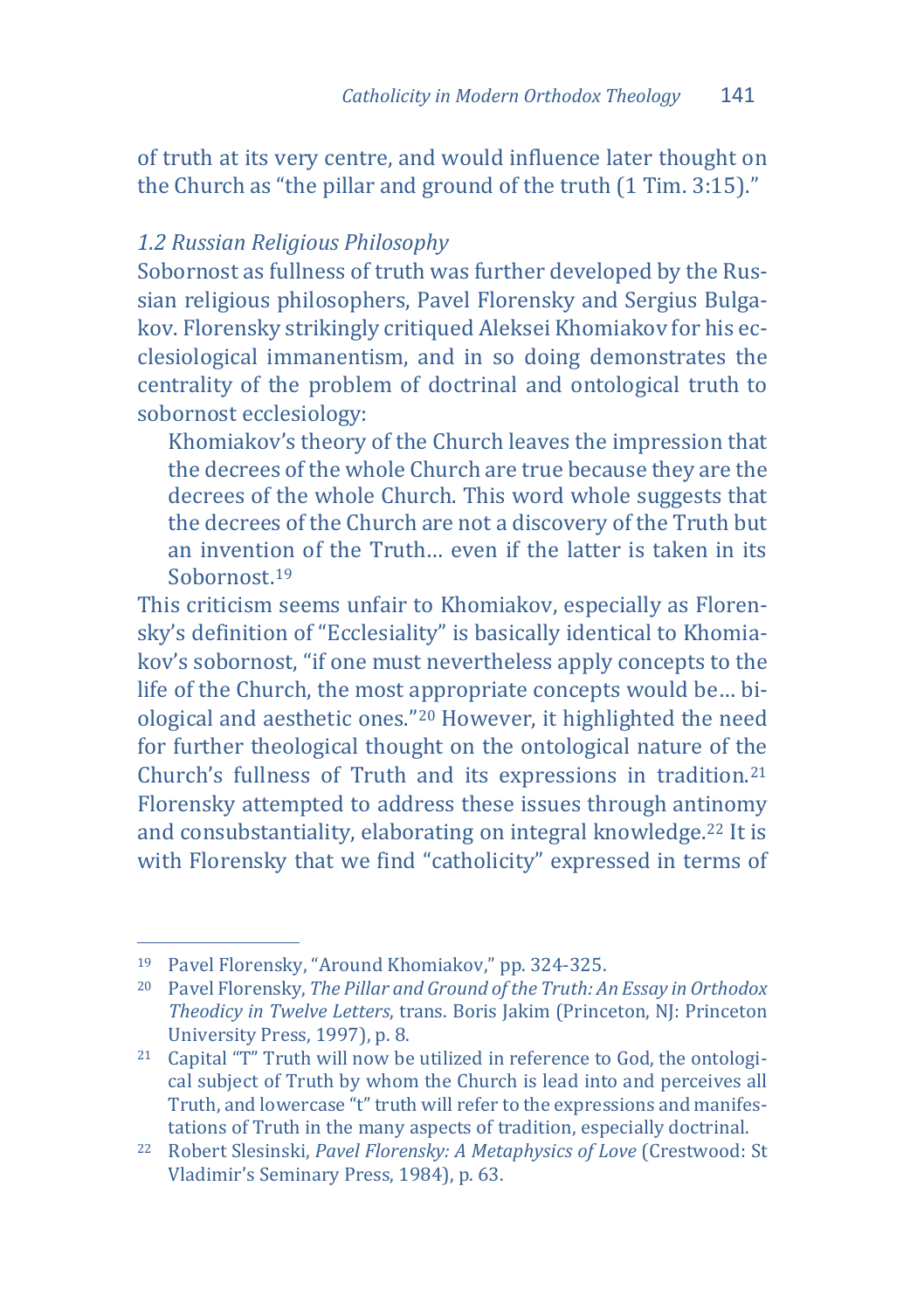of truth at its very centre, and would influence later thought on the Church as "the pillar and ground of the truth (1 Tim. 3:15)."

### *1.2 Russian Religious Philosophy*

Sobornost as fullness of truth was further developed by the Russian religious philosophers, Pavel Florensky and Sergius Bulgakov. Florensky strikingly critiqued Aleksei Khomiakov for his ecclesiological immanentism, and in so doing demonstrates the centrality of the problem of doctrinal and ontological truth to sobornost ecclesiology:

> Khomiakov's theory of the Church leaves the impression that the decrees of the whole Church are true because they are the decrees of the whole Church. This word whole suggests that the decrees of the Church are not a discovery of the Truth but an invention of the Truth… even if the latter is taken in its Sobornost.[19]

This criticism seems unfair to Khomiakov, especially as Florensky's definition of "Ecclesiality" is basically identical to Khomiakov's sobornost, "if one must nevertheless apply concepts to the life of the Church, the most appropriate concepts would be… biological and aesthetic ones."[20] However, it highlighted the need for further theological thought on the ontological nature of the Church's fullness of Truth and its expressions in tradition.[21] Florensky attempted to address these issues through antinomy and consubstantiality, elaborating on integral knowledge.[22] It is with Florensky that we find "catholicity" expressed in terms of

---

[19] Pavel Florensky, "Around Khomiakov," pp. 324-325.

[20] Pavel Florensky, *The Pillar and Ground of the Truth: An Essay in Orthodox Theodicy in Twelve Letters*, trans. Boris Jakim (Princeton, NJ: Princeton University Press, 1997), p. 8.

[21] Capital "T" Truth will now be utilized in reference to God, the ontological subject of Truth by whom the Church is lead into and perceives all Truth, and lowercase "t" truth will refer to the expressions and manifestations of Truth in the many aspects of tradition, especially doctrinal.

[22] Robert Slesinski, *Pavel Florensky: A Metaphysics of Love* (Crestwood: St Vladimir's Seminary Press, 1984), p. 63.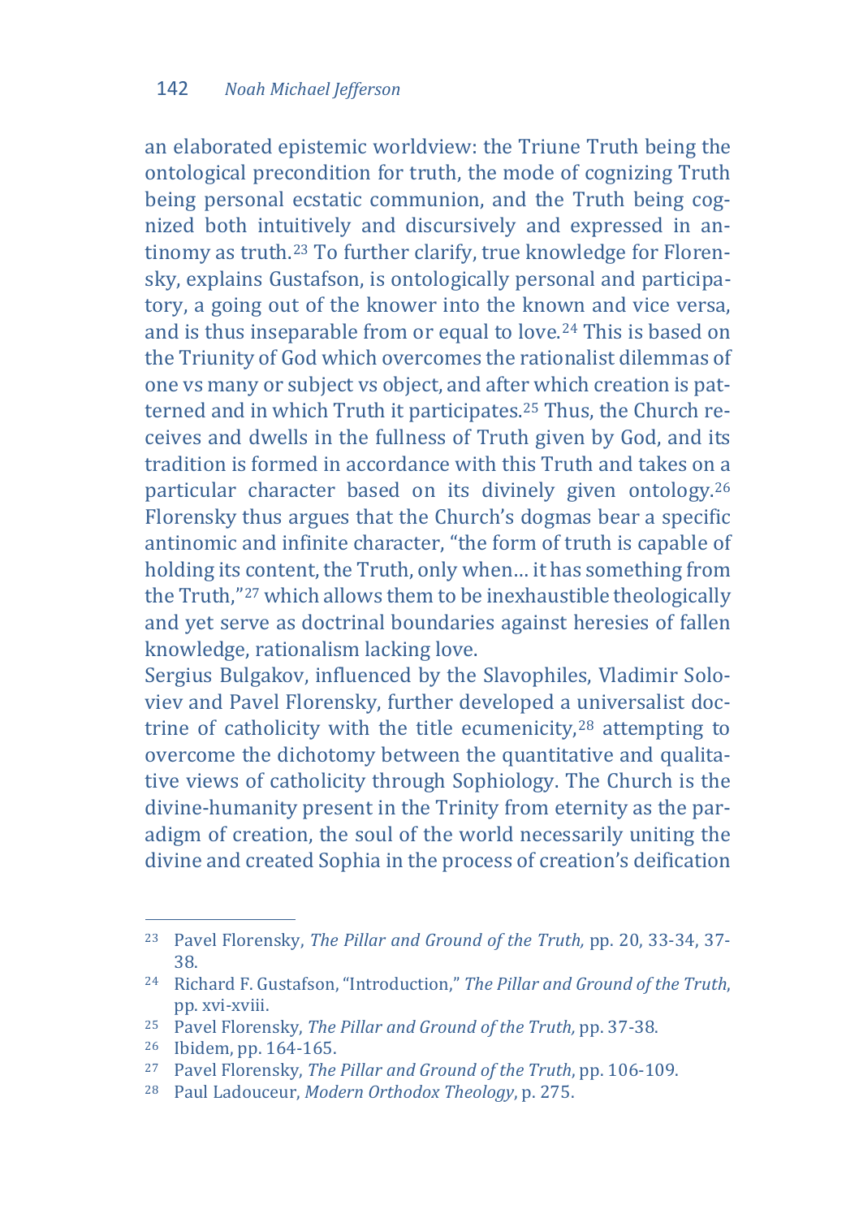an elaborated epistemic worldview: the Triune Truth being the ontological precondition for truth, the mode of cognizing Truth being personal ecstatic communion, and the Truth being cognized both intuitively and discursively and expressed in antinomy as truth.[23] To further clarify, true knowledge for Florensky, explains Gustafson, is ontologically personal and participatory, a going out of the knower into the known and vice versa, and is thus inseparable from or equal to love.[24] This is based on the Triunity of God which overcomes the rationalist dilemmas of one vs many or subject vs object, and after which creation is patterned and in which Truth it participates.[25] Thus, the Church receives and dwells in the fullness of Truth given by God, and its tradition is formed in accordance with this Truth and takes on a particular character based on its divinely given ontology.[26] Florensky thus argues that the Church's dogmas bear a specific antinomic and infinite character, "the form of truth is capable of holding its content, the Truth, only when… it has something from the Truth,"[27] which allows them to be inexhaustible theologically and yet serve as doctrinal boundaries against heresies of fallen knowledge, rationalism lacking love.

Sergius Bulgakov, influenced by the Slavophiles, Vladimir Soloviev and Pavel Florensky, further developed a universalist doctrine of catholicity with the title ecumenicity,[28] attempting to overcome the dichotomy between the quantitative and qualitative views of catholicity through Sophiology. The Church is the divine-humanity present in the Trinity from eternity as the paradigm of creation, the soul of the world necessarily uniting the divine and created Sophia in the process of creation's deification

---

[23] Pavel Florensky, *The Pillar and Ground of the Truth,* pp. 20, 33-34, 37-38.

[24] Richard F. Gustafson, "Introduction," *The Pillar and Ground of the Truth*, pp. xvi-xviii.

[25] Pavel Florensky, *The Pillar and Ground of the Truth,* pp. 37-38.

[26] Ibidem, pp. 164-165.

[27] Pavel Florensky, *The Pillar and Ground of the Truth*, pp. 106-109.

[28] Paul Ladouceur, *Modern Orthodox Theology*, p. 275.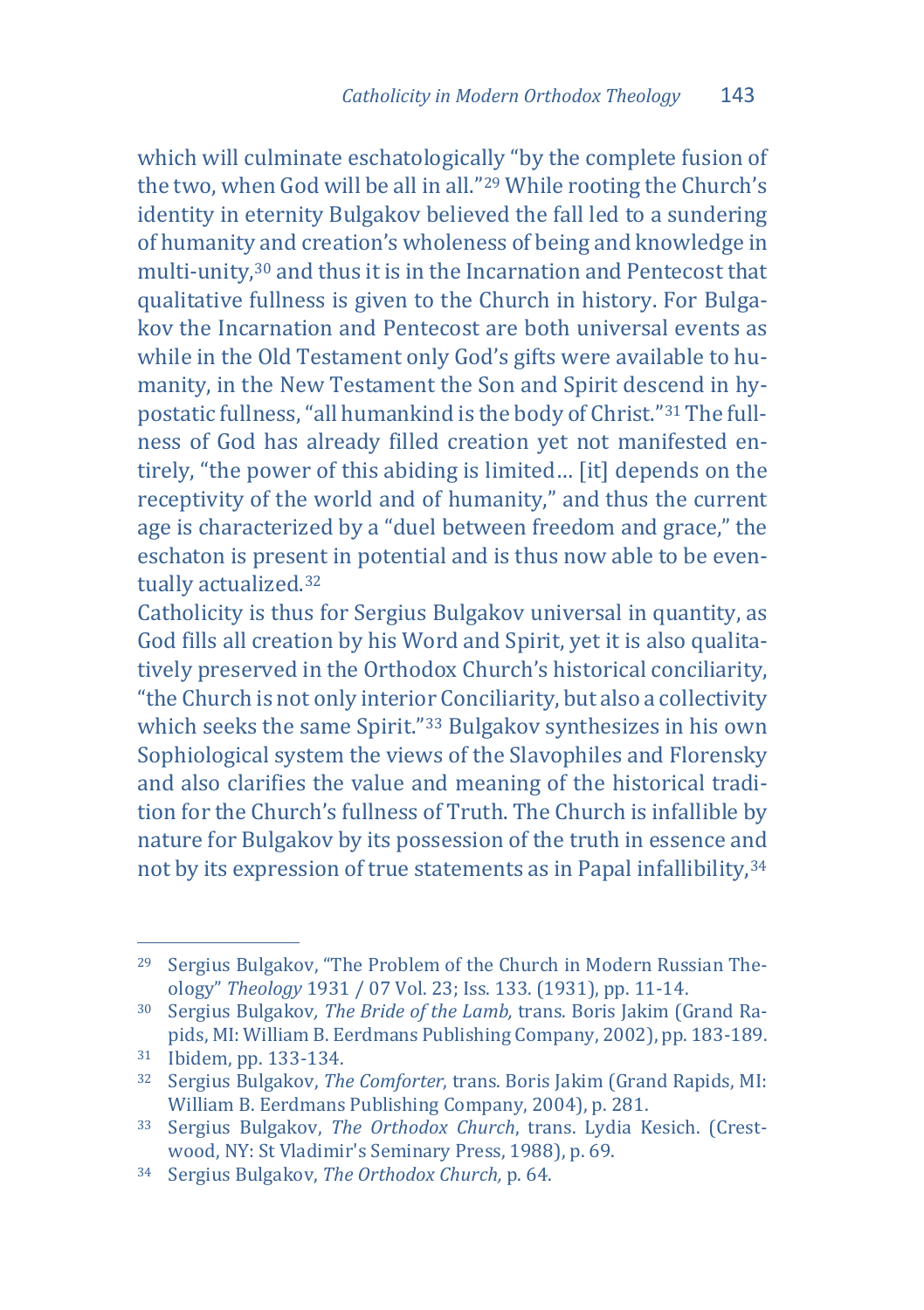which will culminate eschatologically "by the complete fusion of the two, when God will be all in all."[29] While rooting the Church's identity in eternity Bulgakov believed the fall led to a sundering of humanity and creation's wholeness of being and knowledge in multi-unity,[30] and thus it is in the Incarnation and Pentecost that qualitative fullness is given to the Church in history. For Bulgakov the Incarnation and Pentecost are both universal events as while in the Old Testament only God's gifts were available to humanity, in the New Testament the Son and Spirit descend in hypostatic fullness, "all humankind is the body of Christ."[31] The fullness of God has already filled creation yet not manifested entirely, "the power of this abiding is limited… [it] depends on the receptivity of the world and of humanity," and thus the current age is characterized by a "duel between freedom and grace," the eschaton is present in potential and is thus now able to be eventually actualized.[32]

Catholicity is thus for Sergius Bulgakov universal in quantity, as God fills all creation by his Word and Spirit, yet it is also qualitatively preserved in the Orthodox Church's historical conciliarity, "the Church is not only interior Conciliarity, but also a collectivity which seeks the same Spirit."[33] Bulgakov synthesizes in his own Sophiological system the views of the Slavophiles and Florensky and also clarifies the value and meaning of the historical tradition for the Church's fullness of Truth. The Church is infallible by nature for Bulgakov by its possession of the truth in essence and not by its expression of true statements as in Papal infallibility,[34]

---

[29] Sergius Bulgakov, "The Problem of the Church in Modern Russian Theology" *Theology* 1931 / 07 Vol. 23; Iss. 133. (1931), pp. 11-14.

[30] Sergius Bulgakov*, The Bride of the Lamb,* trans. Boris Jakim (Grand Rapids, MI: William B. Eerdmans Publishing Company, 2002), pp. 183-189.

[31] Ibidem, pp. 133-134.

[32] Sergius Bulgakov, *The Comforter*, trans. Boris Jakim (Grand Rapids, MI: William B. Eerdmans Publishing Company, 2004), p. 281.

[33] Sergius Bulgakov, *The Orthodox Church*, trans. Lydia Kesich. (Crestwood, NY: St Vladimir's Seminary Press, 1988), p. 69.

[34] Sergius Bulgakov, *The Orthodox Church,* p. 64.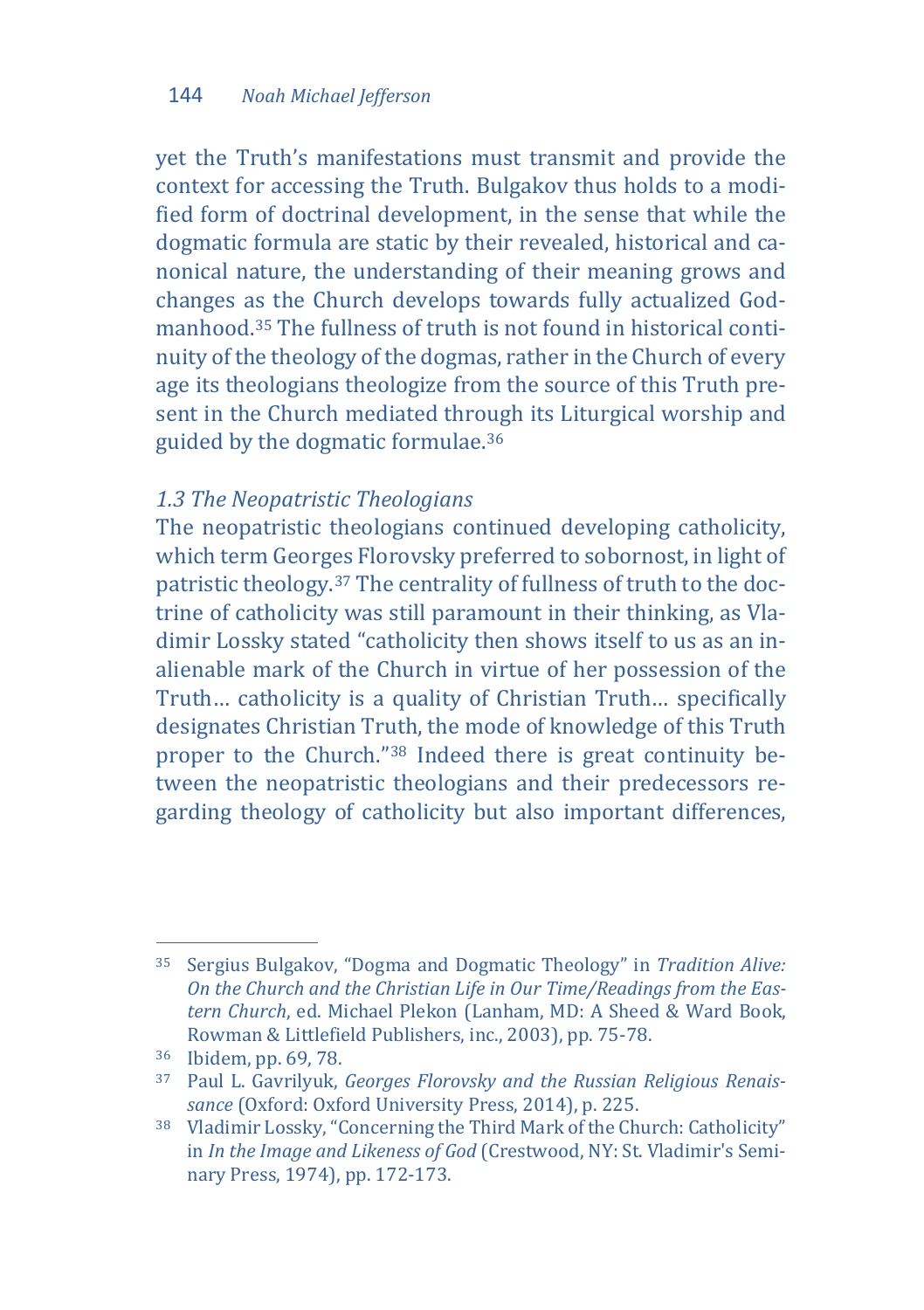yet the Truth's manifestations must transmit and provide the context for accessing the Truth. Bulgakov thus holds to a modified form of doctrinal development, in the sense that while the dogmatic formula are static by their revealed, historical and canonical nature, the understanding of their meaning grows and changes as the Church develops towards fully actualized Godmanhood.[35] The fullness of truth is not found in historical continuity of the theology of the dogmas, rather in the Church of every age its theologians theologize from the source of this Truth present in the Church mediated through its Liturgical worship and guided by the dogmatic formulae.[36]

### *1.3 The Neopatristic Theologians*

The neopatristic theologians continued developing catholicity, which term Georges Florovsky preferred to sobornost, in light of patristic theology.[37] The centrality of fullness of truth to the doctrine of catholicity was still paramount in their thinking, as Vladimir Lossky stated "catholicity then shows itself to us as an inalienable mark of the Church in virtue of her possession of the Truth… catholicity is a quality of Christian Truth… specifically designates Christian Truth, the mode of knowledge of this Truth proper to the Church."[38] Indeed there is great continuity between the neopatristic theologians and their predecessors regarding theology of catholicity but also important differences,

---

[35] Sergius Bulgakov, "Dogma and Dogmatic Theology" in *Tradition Alive: On the Church and the Christian Life in Our Time/Readings from the Eastern Church*, ed. Michael Plekon (Lanham, MD: A Sheed & Ward Book, Rowman & Littlefield Publishers, inc., 2003), pp. 75-78.

[36] Ibidem, pp. 69, 78.

[37] Paul L. Gavrilyuk, *Georges Florovsky and the Russian Religious Renaissance* (Oxford: Oxford University Press, 2014), p. 225.

[38] Vladimir Lossky, "Concerning the Third Mark of the Church: Catholicity" in *In the Image and Likeness of God* (Crestwood, NY: St. Vladimir's Seminary Press, 1974), pp. 172-173.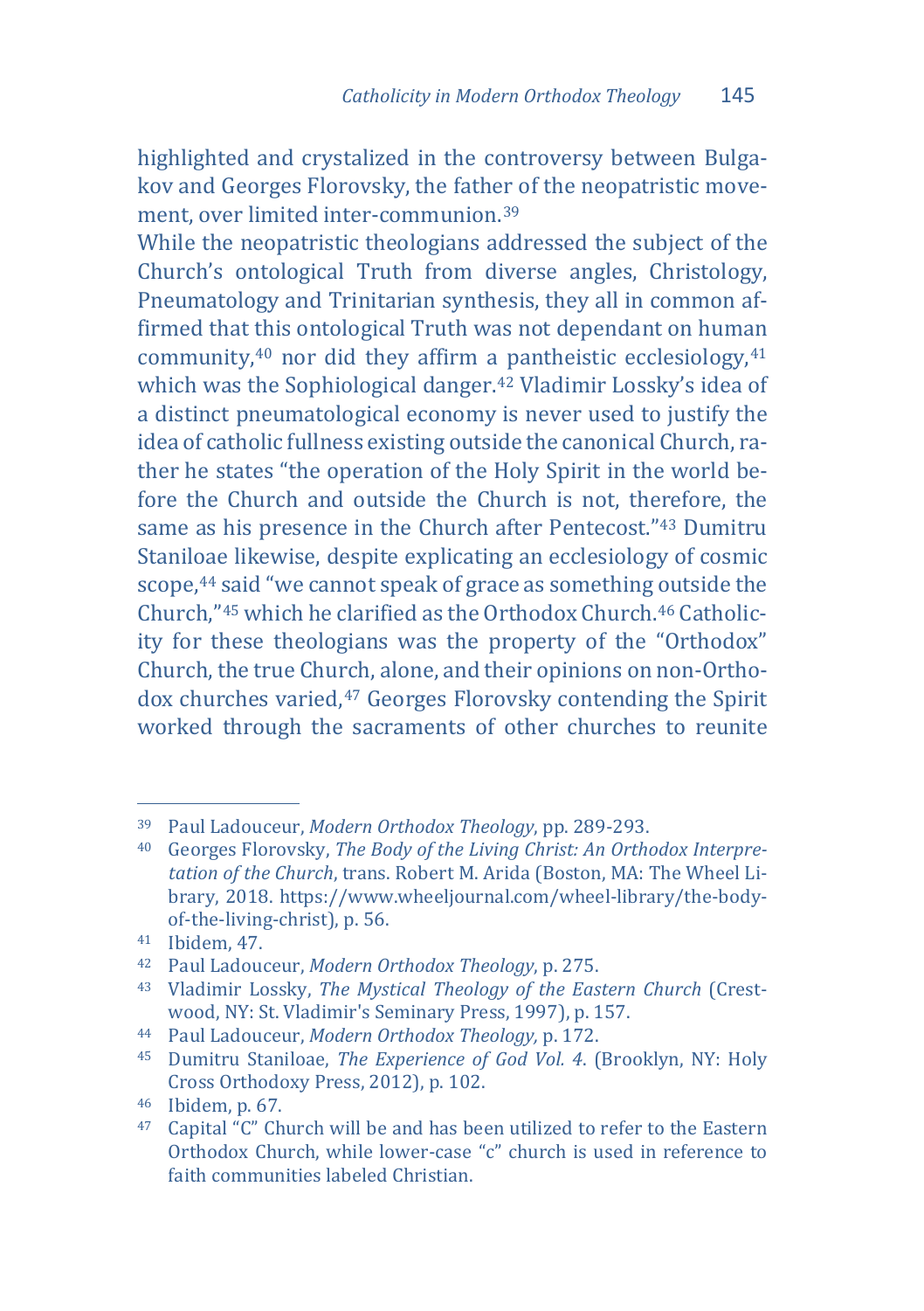highlighted and crystalized in the controversy between Bulgakov and Georges Florovsky, the father of the neopatristic movement, over limited inter-communion.[39]

While the neopatristic theologians addressed the subject of the Church's ontological Truth from diverse angles, Christology, Pneumatology and Trinitarian synthesis, they all in common affirmed that this ontological Truth was not dependant on human community,[40] nor did they affirm a pantheistic ecclesiology,[41] which was the Sophiological danger.[42] Vladimir Lossky's idea of a distinct pneumatological economy is never used to justify the idea of catholic fullness existing outside the canonical Church, rather he states "the operation of the Holy Spirit in the world before the Church and outside the Church is not, therefore, the same as his presence in the Church after Pentecost."[43] Dumitru Staniloae likewise, despite explicating an ecclesiology of cosmic scope,[44] said "we cannot speak of grace as something outside the Church,"[45] which he clarified as the Orthodox Church.[46] Catholicity for these theologians was the property of the "Orthodox" Church, the true Church, alone, and their opinions on non-Orthodox churches varied,[47] Georges Florovsky contending the Spirit worked through the sacraments of other churches to reunite

---

[39] Paul Ladouceur, *Modern Orthodox Theology*, pp. 289-293.

[40] Georges Florovsky, *The Body of the Living Christ: An Orthodox Interpretation of the Church*, trans. Robert M. Arida (Boston, MA: The Wheel Library, 2018. https://www.wheeljournal.com/wheel-library/the-body-of-the-living-christ), p. 56.

[41] Ibidem, 47.

[42] Paul Ladouceur, *Modern Orthodox Theology*, p. 275.

[43] Vladimir Lossky, *The Mystical Theology of the Eastern Church* (Crestwood, NY: St. Vladimir's Seminary Press, 1997), p. 157.

[44] Paul Ladouceur, *Modern Orthodox Theology,* p. 172.

[45] Dumitru Staniloae, *The Experience of God Vol. 4*. (Brooklyn, NY: Holy Cross Orthodoxy Press, 2012), p. 102.

[46] Ibidem, p. 67.

[47] Capital "C" Church will be and has been utilized to refer to the Eastern Orthodox Church, while lower-case "c" church is used in reference to faith communities labeled Christian.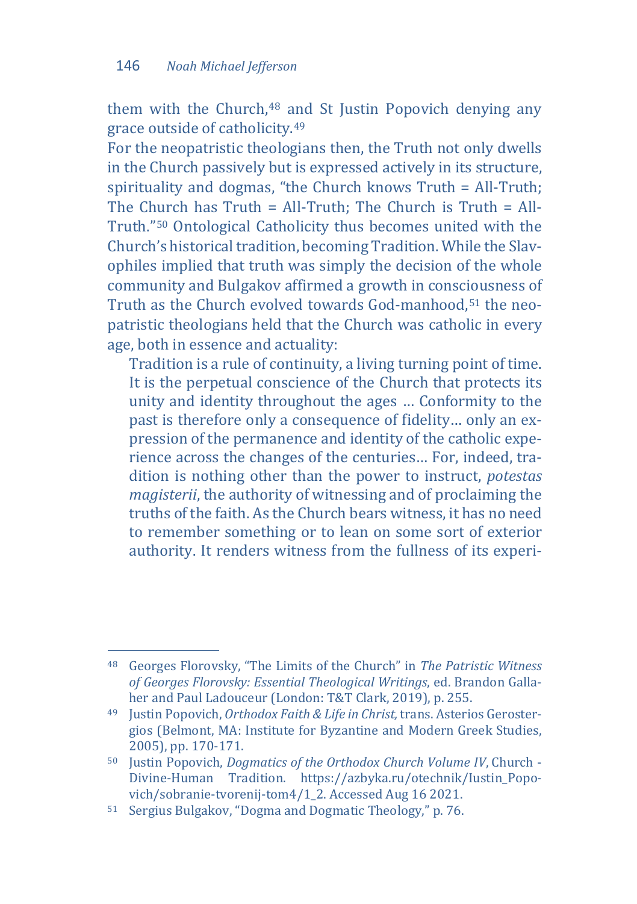them with the Church,[48] and St Justin Popovich denying any grace outside of catholicity.[49]

For the neopatristic theologians then, the Truth not only dwells in the Church passively but is expressed actively in its structure, spirituality and dogmas, "the Church knows Truth = All-Truth; The Church has Truth = All-Truth; The Church is Truth = All-Truth."[50] Ontological Catholicity thus becomes united with the Church's historical tradition, becoming Tradition. While the Slavophiles implied that truth was simply the decision of the whole community and Bulgakov affirmed a growth in consciousness of Truth as the Church evolved towards God-manhood,[51] the neopatristic theologians held that the Church was catholic in every age, both in essence and actuality:

> Tradition is a rule of continuity, a living turning point of time. It is the perpetual conscience of the Church that protects its unity and identity throughout the ages … Conformity to the past is therefore only a consequence of fidelity… only an expression of the permanence and identity of the catholic experience across the changes of the centuries… For, indeed, tradition is nothing other than the power to instruct, *potestas magisterii*, the authority of witnessing and of proclaiming the truths of the faith. As the Church bears witness, it has no need to remember something or to lean on some sort of exterior authority. It renders witness from the fullness of its experi-

---

[48] Georges Florovsky, "The Limits of the Church" in *The Patristic Witness of Georges Florovsky: Essential Theological Writings*, ed. Brandon Gallaher and Paul Ladouceur (London: T&T Clark, 2019), p. 255.

[49] Justin Popovich, *Orthodox Faith & Life in Christ,* trans. Asterios Gerostergios (Belmont, MA: Institute for Byzantine and Modern Greek Studies, 2005), pp. 170-171.

[50] Justin Popovich, *Dogmatics of the Orthodox Church Volume IV*, Church - Divine-Human Tradition. https://azbyka.ru/otechnik/Iustin_Popovich/sobranie-tvorenij-tom4/1_2. Accessed Aug 16 2021.

[51] Sergius Bulgakov, "Dogma and Dogmatic Theology," p. 76.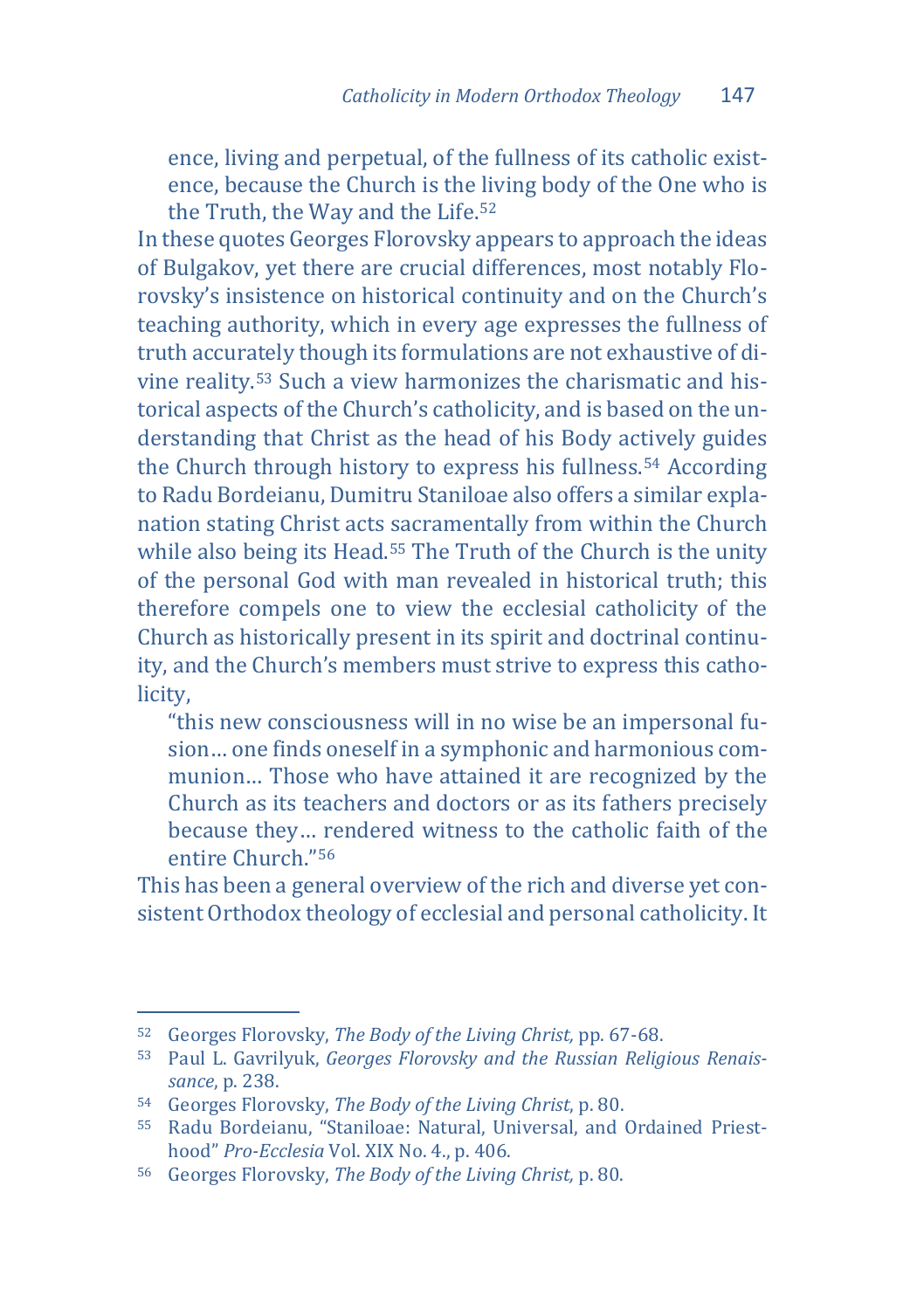> ence, living and perpetual, of the fullness of its catholic existence, because the Church is the living body of the One who is the Truth, the Way and the Life.[52]

In these quotes Georges Florovsky appears to approach the ideas of Bulgakov, yet there are crucial differences, most notably Florovsky's insistence on historical continuity and on the Church's teaching authority, which in every age expresses the fullness of truth accurately though its formulations are not exhaustive of divine reality.[53] Such a view harmonizes the charismatic and historical aspects of the Church's catholicity, and is based on the understanding that Christ as the head of his Body actively guides the Church through history to express his fullness.[54] According to Radu Bordeianu, Dumitru Staniloae also offers a similar explanation stating Christ acts sacramentally from within the Church while also being its Head.[55] The Truth of the Church is the unity of the personal God with man revealed in historical truth; this therefore compels one to view the ecclesial catholicity of the Church as historically present in its spirit and doctrinal continuity, and the Church's members must strive to express this catholicity,

> "this new consciousness will in no wise be an impersonal fusion… one finds oneself in a symphonic and harmonious communion… Those who have attained it are recognized by the Church as its teachers and doctors or as its fathers precisely because they… rendered witness to the catholic faith of the entire Church."[56]

This has been a general overview of the rich and diverse yet consistent Orthodox theology of ecclesial and personal catholicity. It

---

[52] Georges Florovsky, *The Body of the Living Christ,* pp. 67-68.

[53] Paul L. Gavrilyuk, *Georges Florovsky and the Russian Religious Renaissance*, p. 238.

[54] Georges Florovsky, *The Body of the Living Christ*, p. 80.

[55] Radu Bordeianu, "Staniloae: Natural, Universal, and Ordained Priesthood" *Pro-Ecclesia* Vol. XIX No. 4., p. 406.

[56] Georges Florovsky, *The Body of the Living Christ,* p. 80.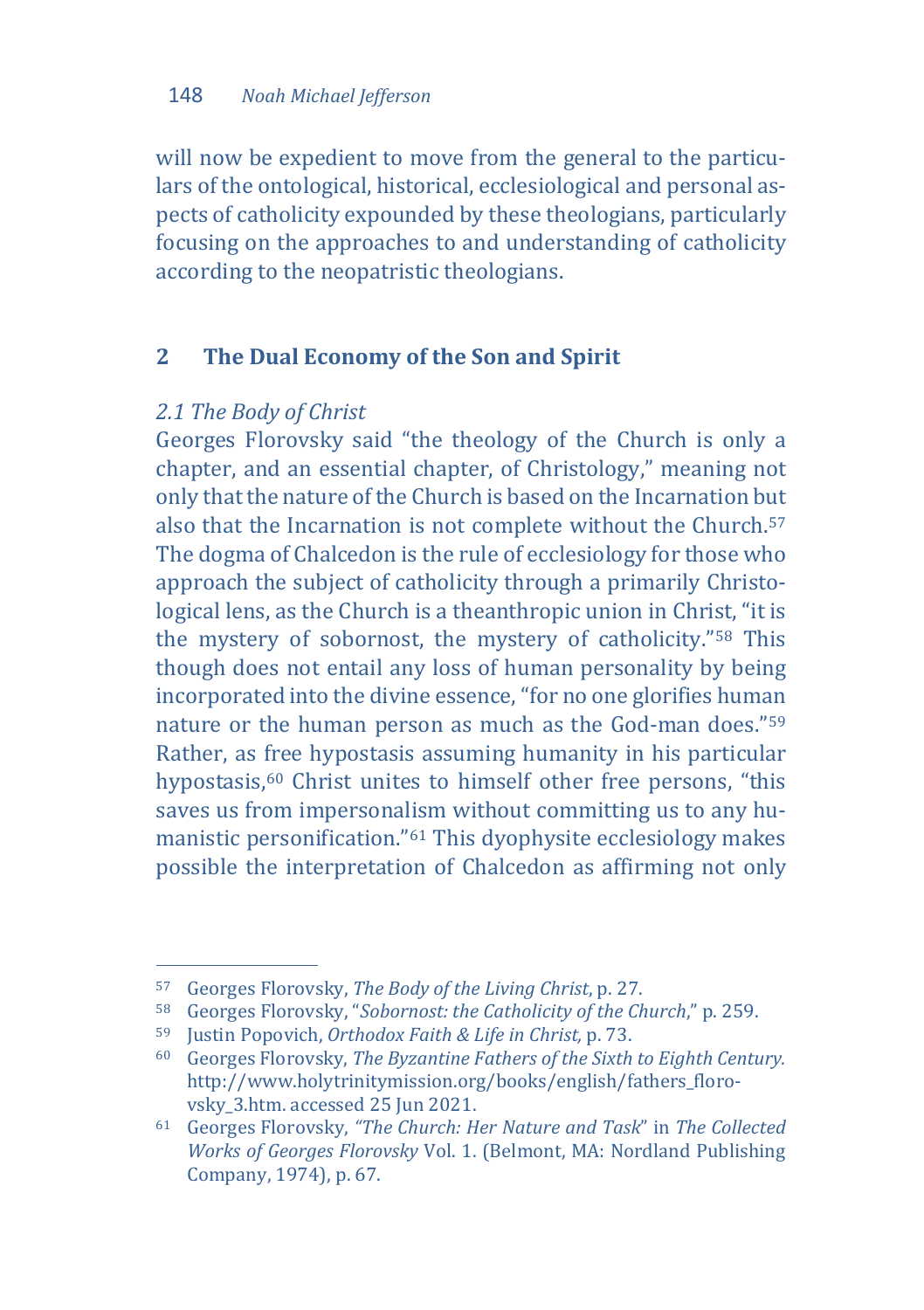will now be expedient to move from the general to the particulars of the ontological, historical, ecclesiological and personal aspects of catholicity expounded by these theologians, particularly focusing on the approaches to and understanding of catholicity according to the neopatristic theologians.

## 2 The Dual Economy of the Son and Spirit

### *2.1 The Body of Christ*

Georges Florovsky said "the theology of the Church is only a chapter, and an essential chapter, of Christology," meaning not only that the nature of the Church is based on the Incarnation but also that the Incarnation is not complete without the Church.[57] The dogma of Chalcedon is the rule of ecclesiology for those who approach the subject of catholicity through a primarily Christological lens, as the Church is a theanthropic union in Christ, "it is the mystery of sobornost, the mystery of catholicity."[58] This though does not entail any loss of human personality by being incorporated into the divine essence, "for no one glorifies human nature or the human person as much as the God-man does."[59] Rather, as free hypostasis assuming humanity in his particular hypostasis,[60] Christ unites to himself other free persons, "this saves us from impersonalism without committing us to any humanistic personification."[61] This dyophysite ecclesiology makes possible the interpretation of Chalcedon as affirming not only

---

[57] Georges Florovsky, *The Body of the Living Christ*, p. 27.

[58] Georges Florovsky, "*Sobornost: the Catholicity of the Church*," p. 259.

[59] Justin Popovich, *Orthodox Faith & Life in Christ,* p. 73.

[60] Georges Florovsky, *The Byzantine Fathers of the Sixth to Eighth Century.* http://www.holytrinitymission.org/books/english/fathers_florovsky_3.htm. accessed 25 Jun 2021.

[61] Georges Florovsky, *"The Church: Her Nature and Task*" in *The Collected Works of Georges Florovsky* Vol. 1. (Belmont, MA: Nordland Publishing Company, 1974), p. 67.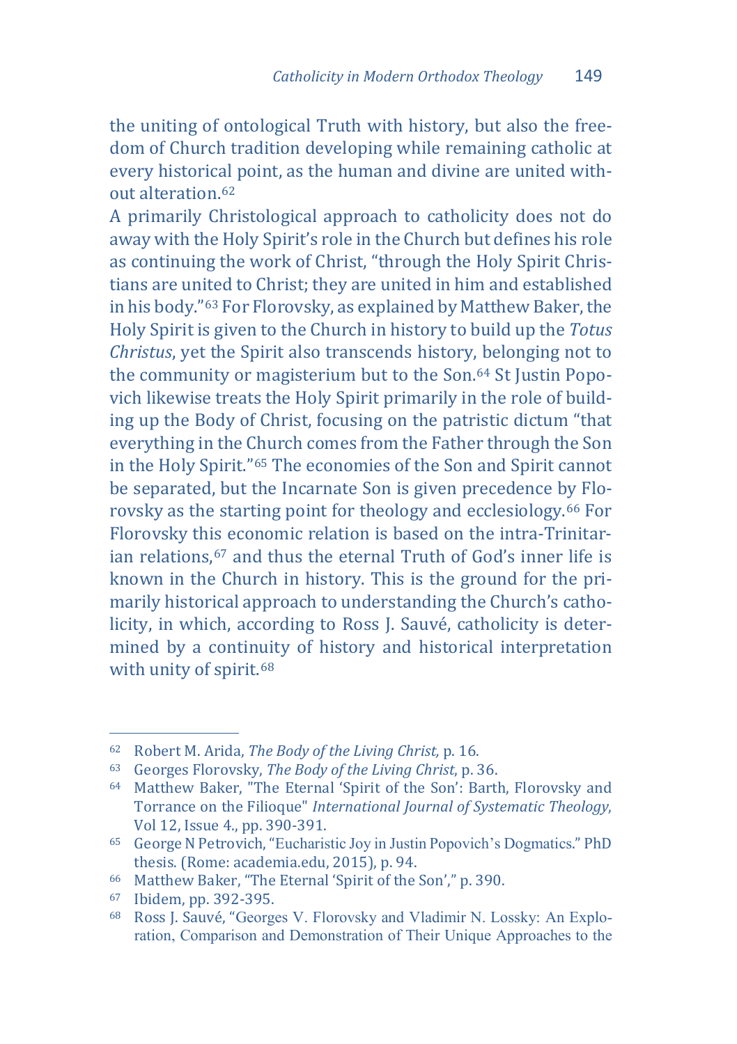the uniting of ontological Truth with history, but also the freedom of Church tradition developing while remaining catholic at every historical point, as the human and divine are united without alteration.[62]

A primarily Christological approach to catholicity does not do away with the Holy Spirit's role in the Church but defines his role as continuing the work of Christ, "through the Holy Spirit Christians are united to Christ; they are united in him and established in his body."[63] For Florovsky, as explained by Matthew Baker, the Holy Spirit is given to the Church in history to build up the *Totus Christus*, yet the Spirit also transcends history, belonging not to the community or magisterium but to the Son.[64] St Justin Popovich likewise treats the Holy Spirit primarily in the role of building up the Body of Christ, focusing on the patristic dictum "that everything in the Church comes from the Father through the Son in the Holy Spirit."[65] The economies of the Son and Spirit cannot be separated, but the Incarnate Son is given precedence by Florovsky as the starting point for theology and ecclesiology.[66] For Florovsky this economic relation is based on the intra-Trinitarian relations,[67] and thus the eternal Truth of God's inner life is known in the Church in history. This is the ground for the primarily historical approach to understanding the Church's catholicity, in which, according to Ross J. Sauvé, catholicity is determined by a continuity of history and historical interpretation with unity of spirit.[68]

---

[62] Robert M. Arida, *The Body of the Living Christ,* p. 16.

[63] Georges Florovsky, *The Body of the Living Christ*, p. 36.

[64] Matthew Baker, "The Eternal 'Spirit of the Son': Barth, Florovsky and Torrance on the Filioque" *International Journal of Systematic Theology*, Vol 12, Issue 4., pp. 390-391.

[65] George N Petrovich, "Eucharistic Joy in Justin Popovich's Dogmatics." PhD thesis. (Rome: academia.edu, 2015), p. 94.

[66] Matthew Baker, "The Eternal 'Spirit of the Son'," p. 390.

[67] Ibidem, pp. 392-395.

[68] Ross J. Sauvé, "Georges V. Florovsky and Vladimir N. Lossky: An Exploration, Comparison and Demonstration of Their Unique Approaches to the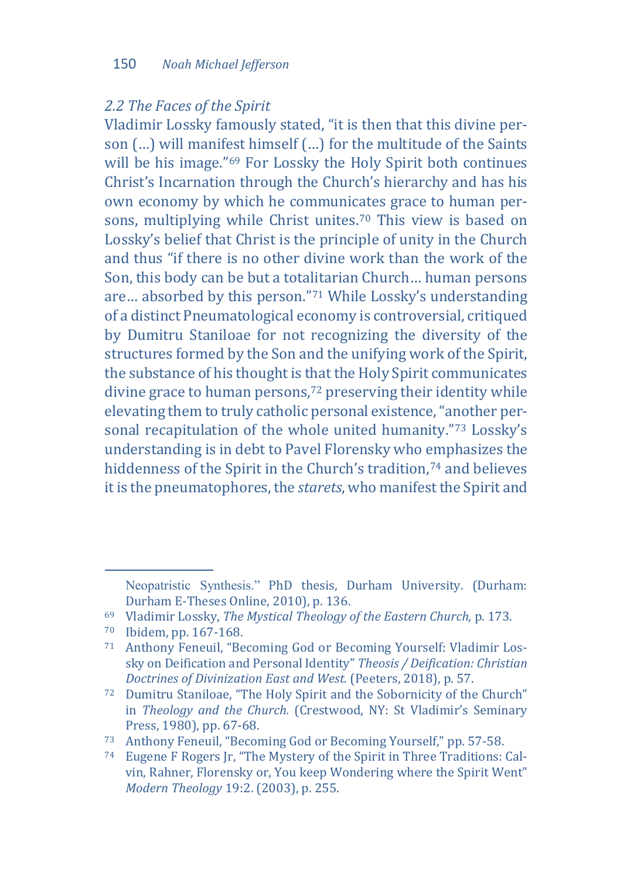### *2.2 The Faces of the Spirit*

Vladimir Lossky famously stated, "it is then that this divine person (…) will manifest himself (…) for the multitude of the Saints will be his image."[69] For Lossky the Holy Spirit both continues Christ's Incarnation through the Church's hierarchy and has his own economy by which he communicates grace to human persons, multiplying while Christ unites.[70] This view is based on Lossky's belief that Christ is the principle of unity in the Church and thus "if there is no other divine work than the work of the Son, this body can be but a totalitarian Church… human persons are… absorbed by this person."[71] While Lossky's understanding of a distinct Pneumatological economy is controversial, critiqued by Dumitru Staniloae for not recognizing the diversity of the structures formed by the Son and the unifying work of the Spirit, the substance of his thought is that the Holy Spirit communicates divine grace to human persons,[72] preserving their identity while elevating them to truly catholic personal existence, "another personal recapitulation of the whole united humanity."[73] Lossky's understanding is in debt to Pavel Florensky who emphasizes the hiddenness of the Spirit in the Church's tradition,[74] and believes it is the pneumatophores, the *starets*, who manifest the Spirit and

---

Neopatristic Synthesis." PhD thesis, Durham University. (Durham: Durham E-Theses Online, 2010), p. 136.

[69] Vladimir Lossky, *The Mystical Theology of the Eastern Church,* p. 173.

[70] Ibidem, pp. 167-168.

[71] Anthony Feneuil, "Becoming God or Becoming Yourself: Vladimir Lossky on Deification and Personal Identity" *Theosis / Deification: Christian Doctrines of Divinization East and West.* (Peeters, 2018), p. 57.

[72] Dumitru Staniloae, "The Holy Spirit and the Sobornicity of the Church" in *Theology and the Church.* (Crestwood, NY: St Vladimir's Seminary Press, 1980), pp. 67-68.

[73] Anthony Feneuil, "Becoming God or Becoming Yourself," pp. 57-58.

[74] Eugene F Rogers Jr, "The Mystery of the Spirit in Three Traditions: Calvin, Rahner, Florensky or, You keep Wondering where the Spirit Went" *Modern Theology* 19:2. (2003), p. 255.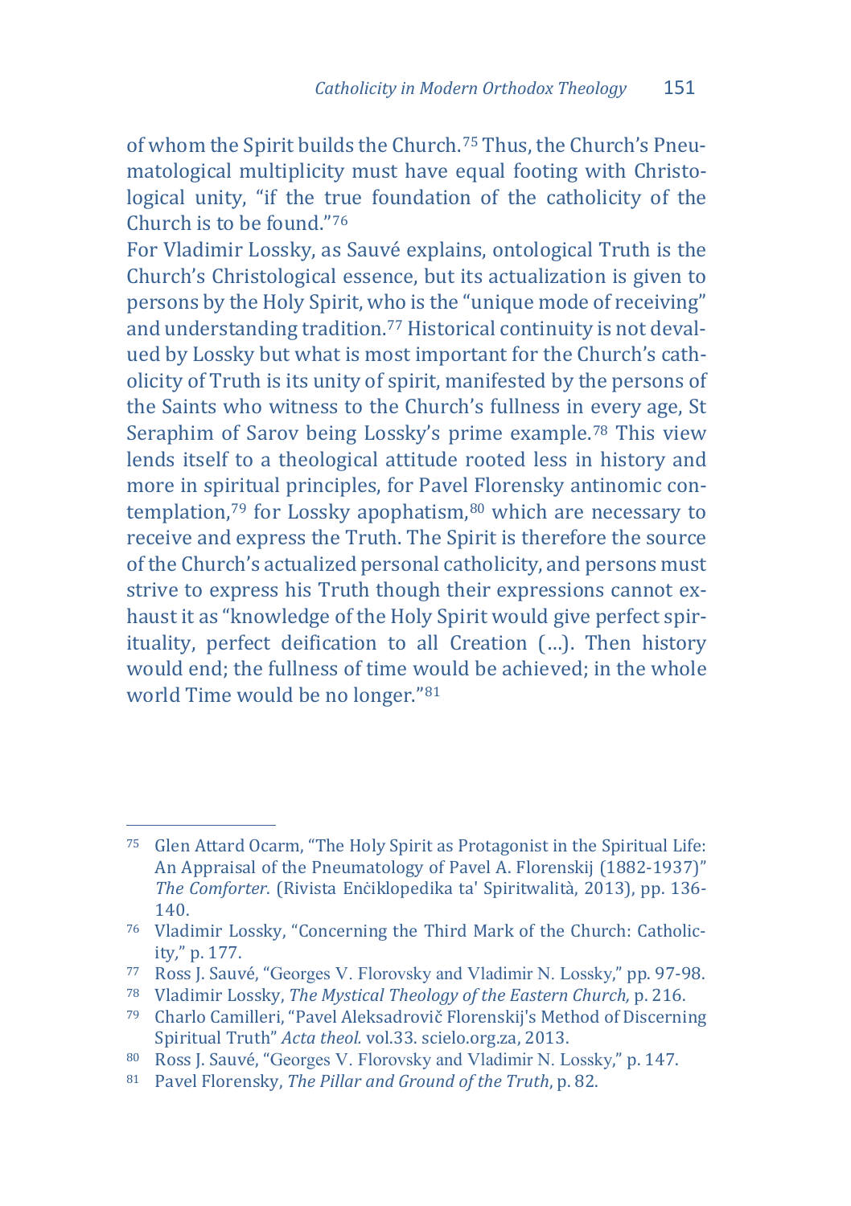of whom the Spirit builds the Church.[75] Thus, the Church's Pneumatological multiplicity must have equal footing with Christological unity, "if the true foundation of the catholicity of the Church is to be found."[76]

For Vladimir Lossky, as Sauvé explains, ontological Truth is the Church's Christological essence, but its actualization is given to persons by the Holy Spirit, who is the "unique mode of receiving" and understanding tradition.[77] Historical continuity is not devalued by Lossky but what is most important for the Church's catholicity of Truth is its unity of spirit, manifested by the persons of the Saints who witness to the Church's fullness in every age, St Seraphim of Sarov being Lossky's prime example.[78] This view lends itself to a theological attitude rooted less in history and more in spiritual principles, for Pavel Florensky antinomic contemplation,[79] for Lossky apophatism,[80] which are necessary to receive and express the Truth. The Spirit is therefore the source of the Church's actualized personal catholicity, and persons must strive to express his Truth though their expressions cannot exhaust it as "knowledge of the Holy Spirit would give perfect spirituality, perfect deification to all Creation (…). Then history would end; the fullness of time would be achieved; in the whole world Time would be no longer."[81]

---

[75] Glen Attard Ocarm, "The Holy Spirit as Protagonist in the Spiritual Life: An Appraisal of the Pneumatology of Pavel A. Florenskij (1882-1937)" *The Comforter*. (Rivista Enċiklopedika ta' Spiritwalità, 2013), pp. 136-140.

[76] Vladimir Lossky, "Concerning the Third Mark of the Church: Catholicity," p. 177.

[77] Ross J. Sauvé, "Georges V. Florovsky and Vladimir N. Lossky," pp. 97-98.

[78] Vladimir Lossky, *The Mystical Theology of the Eastern Church,* p. 216.

[79] Charlo Camilleri, "Pavel Aleksadrovič Florenskij's Method of Discerning Spiritual Truth" *Acta theol.* vol.33. scielo.org.za, 2013.

[80] Ross J. Sauvé, "Georges V. Florovsky and Vladimir N. Lossky," p. 147.

[81] Pavel Florensky, *The Pillar and Ground of the Truth*, p. 82.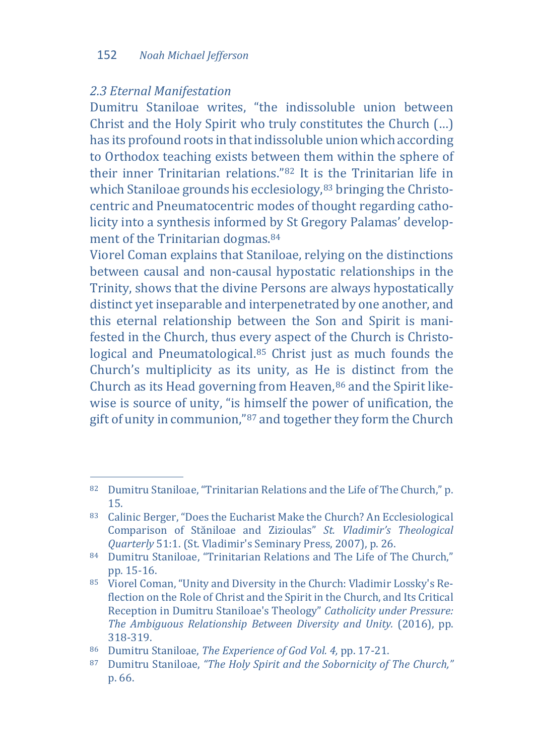### *2.3 Eternal Manifestation*

Dumitru Staniloae writes, "the indissoluble union between Christ and the Holy Spirit who truly constitutes the Church (…) has its profound roots in that indissoluble union which according to Orthodox teaching exists between them within the sphere of their inner Trinitarian relations."[82] It is the Trinitarian life in which Staniloae grounds his ecclesiology,[83] bringing the Christocentric and Pneumatocentric modes of thought regarding catholicity into a synthesis informed by St Gregory Palamas' development of the Trinitarian dogmas.[84]

Viorel Coman explains that Staniloae, relying on the distinctions between causal and non-causal hypostatic relationships in the Trinity, shows that the divine Persons are always hypostatically distinct yet inseparable and interpenetrated by one another, and this eternal relationship between the Son and Spirit is manifested in the Church, thus every aspect of the Church is Christological and Pneumatological.[85] Christ just as much founds the Church's multiplicity as its unity, as He is distinct from the Church as its Head governing from Heaven,[86] and the Spirit likewise is source of unity, "is himself the power of unification, the gift of unity in communion,"[87] and together they form the Church

---

[82] Dumitru Staniloae, "Trinitarian Relations and the Life of The Church," p. 15.

[83] Calinic Berger, "Does the Eucharist Make the Church? An Ecclesiological Comparison of Stăniloae and Zizioulas" *St. Vladimir's Theological Quarterly* 51:1. (St. Vladimir's Seminary Press, 2007), p. 26.

[84] Dumitru Staniloae, "Trinitarian Relations and The Life of The Church," pp. 15-16.

[85] Viorel Coman, "Unity and Diversity in the Church: Vladimir Lossky's Reflection on the Role of Christ and the Spirit in the Church, and Its Critical Reception in Dumitru Staniloae's Theology" *Catholicity under Pressure: The Ambiguous Relationship Between Diversity and Unity.* (2016), pp. 318-319.

[86] Dumitru Staniloae, *The Experience of God Vol. 4,* pp. 17-21.

[87] Dumitru Staniloae, *"The Holy Spirit and the Sobornicity of The Church,"* p. 66.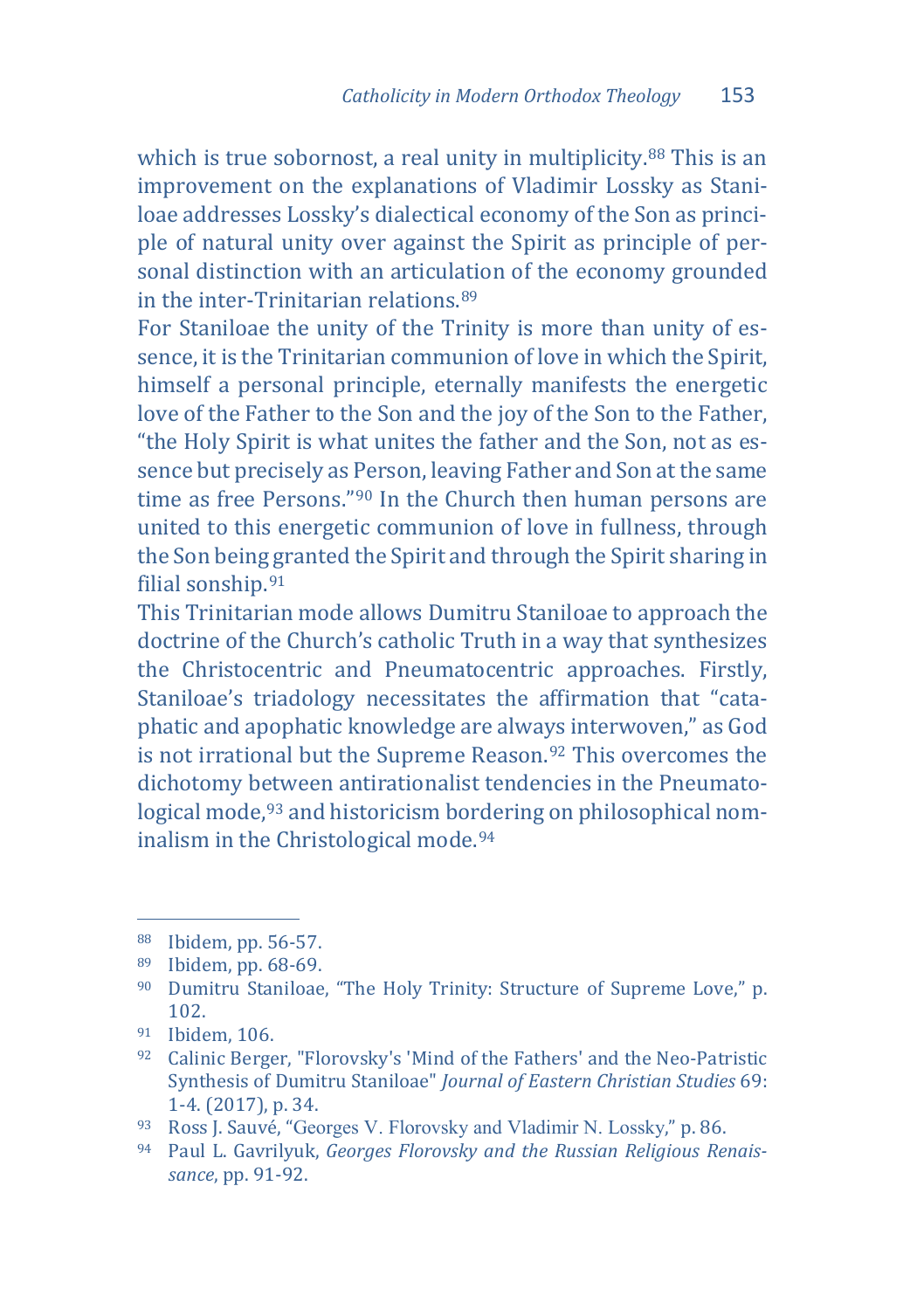which is true sobornost, a real unity in multiplicity.[88] This is an improvement on the explanations of Vladimir Lossky as Staniloae addresses Lossky's dialectical economy of the Son as principle of natural unity over against the Spirit as principle of personal distinction with an articulation of the economy grounded in the inter-Trinitarian relations.[89]

For Staniloae the unity of the Trinity is more than unity of essence, it is the Trinitarian communion of love in which the Spirit, himself a personal principle, eternally manifests the energetic love of the Father to the Son and the joy of the Son to the Father, "the Holy Spirit is what unites the father and the Son, not as essence but precisely as Person, leaving Father and Son at the same time as free Persons."[90] In the Church then human persons are united to this energetic communion of love in fullness, through the Son being granted the Spirit and through the Spirit sharing in filial sonship.[91]

This Trinitarian mode allows Dumitru Staniloae to approach the doctrine of the Church's catholic Truth in a way that synthesizes the Christocentric and Pneumatocentric approaches. Firstly, Staniloae's triadology necessitates the affirmation that "cataphatic and apophatic knowledge are always interwoven," as God is not irrational but the Supreme Reason.[92] This overcomes the dichotomy between antirationalist tendencies in the Pneumatological mode,[93] and historicism bordering on philosophical nominalism in the Christological mode.[94]

---

[88] Ibidem, pp. 56-57.

[89] Ibidem, pp. 68-69.

[90] Dumitru Staniloae, "The Holy Trinity: Structure of Supreme Love," p. 102.

[91] Ibidem, 106.

[92] Calinic Berger, "Florovsky's 'Mind of the Fathers' and the Neo-Patristic Synthesis of Dumitru Staniloae" *Journal of Eastern Christian Studies* 69: 1-4. (2017), p. 34.

[93] Ross J. Sauvé, "Georges V. Florovsky and Vladimir N. Lossky," p. 86.

[94] Paul L. Gavrilyuk, *Georges Florovsky and the Russian Religious Renaissance*, pp. 91-92.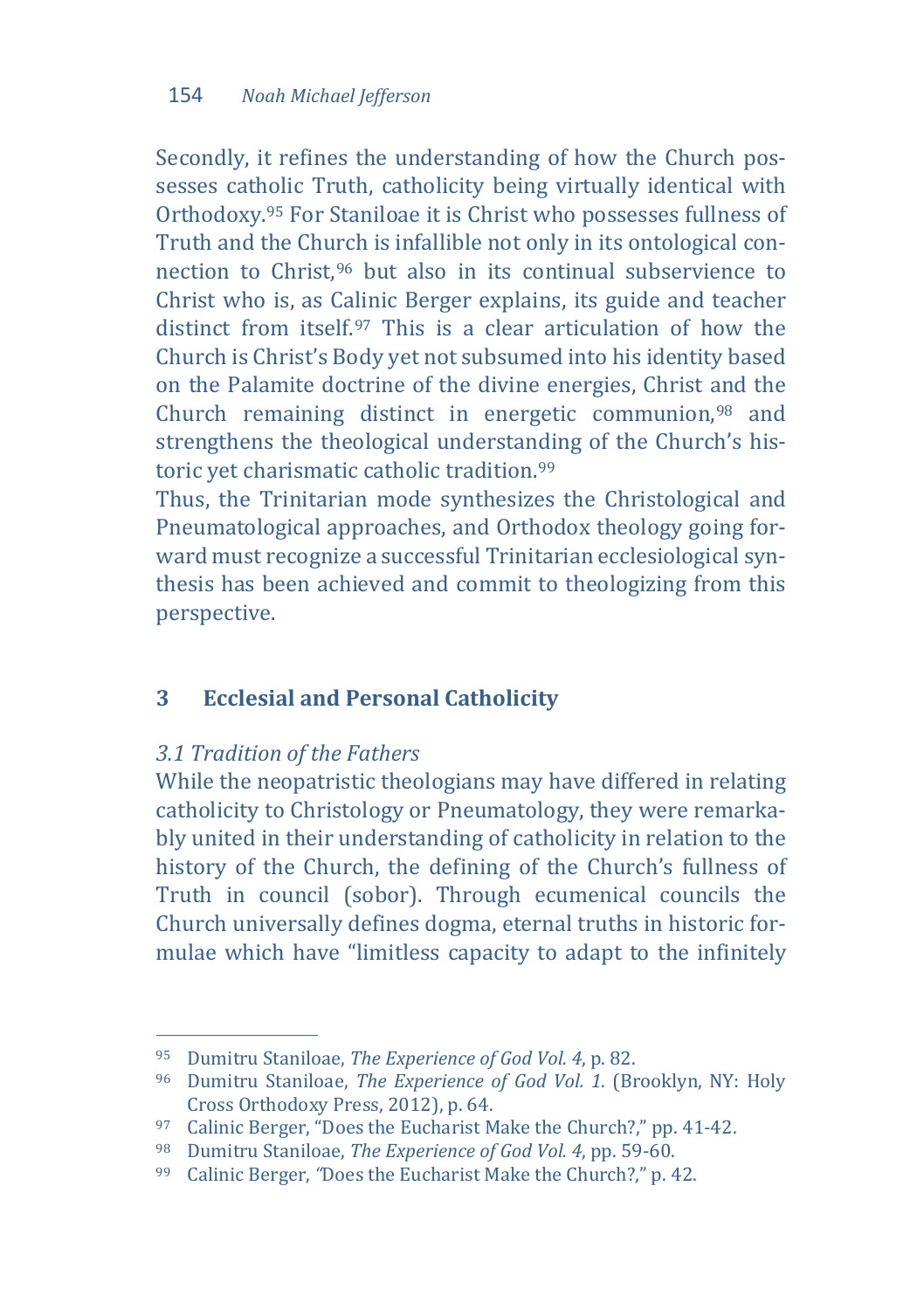Secondly, it refines the understanding of how the Church possesses catholic Truth, catholicity being virtually identical with Orthodoxy.[95] For Staniloae it is Christ who possesses fullness of Truth and the Church is infallible not only in its ontological connection to Christ,[96] but also in its continual subservience to Christ who is, as Calinic Berger explains, its guide and teacher distinct from itself.[97] This is a clear articulation of how the Church is Christ's Body yet not subsumed into his identity based on the Palamite doctrine of the divine energies, Christ and the Church remaining distinct in energetic communion,[98] and strengthens the theological understanding of the Church's historic yet charismatic catholic tradition.[99]

Thus, the Trinitarian mode synthesizes the Christological and Pneumatological approaches, and Orthodox theology going forward must recognize a successful Trinitarian ecclesiological synthesis has been achieved and commit to theologizing from this perspective.

## 3 Ecclesial and Personal Catholicity

### *3.1 Tradition of the Fathers*

While the neopatristic theologians may have differed in relating catholicity to Christology or Pneumatology, they were remarkably united in their understanding of catholicity in relation to the history of the Church, the defining of the Church's fullness of Truth in council (sobor). Through ecumenical councils the Church universally defines dogma, eternal truths in historic formulae which have "limitless capacity to adapt to the infinitely

---

95 Dumitru Staniloae, *The Experience of God Vol. 4*, p. 82.

96 Dumitru Staniloae, *The Experience of God Vol. 1.* (Brooklyn, NY: Holy Cross Orthodoxy Press, 2012), p. 64.

97 Calinic Berger, "Does the Eucharist Make the Church?," pp. 41-42.

98 Dumitru Staniloae, *The Experience of God Vol. 4*, pp. 59-60.

99 Calinic Berger, "Does the Eucharist Make the Church?," p. 42.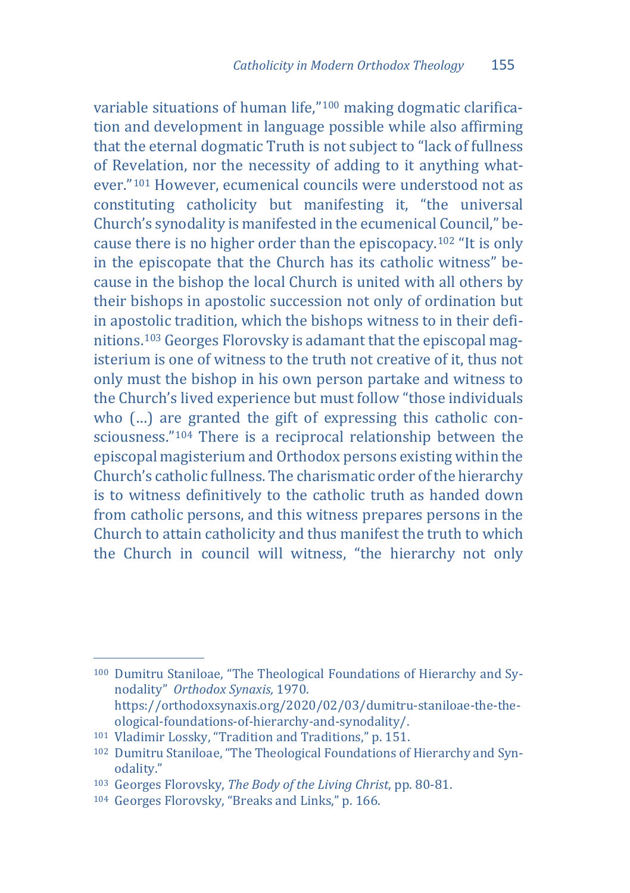variable situations of human life,"[100] making dogmatic clarification and development in language possible while also affirming that the eternal dogmatic Truth is not subject to "lack of fullness of Revelation, nor the necessity of adding to it anything whatever."[101] However, ecumenical councils were understood not as constituting catholicity but manifesting it, "the universal Church's synodality is manifested in the ecumenical Council," because there is no higher order than the episcopacy.[102] "It is only in the episcopate that the Church has its catholic witness" because in the bishop the local Church is united with all others by their bishops in apostolic succession not only of ordination but in apostolic tradition, which the bishops witness to in their definitions.[103] Georges Florovsky is adamant that the episcopal magisterium is one of witness to the truth not creative of it, thus not only must the bishop in his own person partake and witness to the Church's lived experience but must follow "those individuals who (…) are granted the gift of expressing this catholic consciousness."[104] There is a reciprocal relationship between the episcopal magisterium and Orthodox persons existing within the Church's catholic fullness. The charismatic order of the hierarchy is to witness definitively to the catholic truth as handed down from catholic persons, and this witness prepares persons in the Church to attain catholicity and thus manifest the truth to which the Church in council will witness, "the hierarchy not only

---

[100] Dumitru Staniloae, "The Theological Foundations of Hierarchy and Synodality" *Orthodox Synaxis,* 1970. https://orthodoxsynaxis.org/2020/02/03/dumitru-staniloae-the-theological-foundations-of-hierarchy-and-synodality/.

[101] Vladimir Lossky, "Tradition and Traditions," p. 151.

[102] Dumitru Staniloae, "The Theological Foundations of Hierarchy and Synodality."

[103] Georges Florovsky, *The Body of the Living Christ*, pp. 80-81.

[104] Georges Florovsky, "Breaks and Links," p. 166.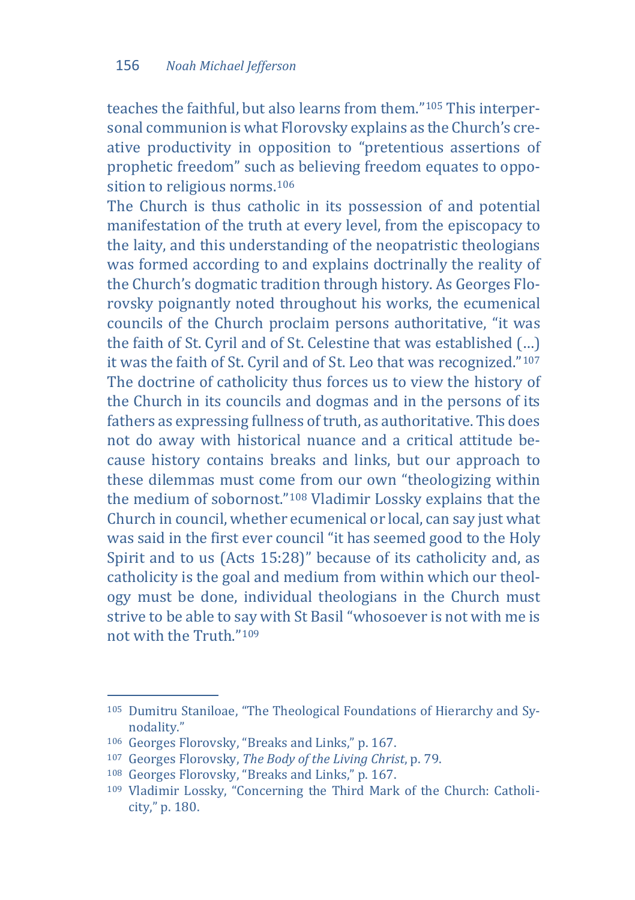teaches the faithful, but also learns from them."[105] This interpersonal communion is what Florovsky explains as the Church's creative productivity in opposition to "pretentious assertions of prophetic freedom" such as believing freedom equates to opposition to religious norms.[106]

The Church is thus catholic in its possession of and potential manifestation of the truth at every level, from the episcopacy to the laity, and this understanding of the neopatristic theologians was formed according to and explains doctrinally the reality of the Church's dogmatic tradition through history. As Georges Florovsky poignantly noted throughout his works, the ecumenical councils of the Church proclaim persons authoritative, "it was the faith of St. Cyril and of St. Celestine that was established (…) it was the faith of St. Cyril and of St. Leo that was recognized."[107] The doctrine of catholicity thus forces us to view the history of the Church in its councils and dogmas and in the persons of its fathers as expressing fullness of truth, as authoritative. This does not do away with historical nuance and a critical attitude because history contains breaks and links, but our approach to these dilemmas must come from our own "theologizing within the medium of sobornost."[108] Vladimir Lossky explains that the Church in council, whether ecumenical or local, can say just what was said in the first ever council "it has seemed good to the Holy Spirit and to us (Acts 15:28)" because of its catholicity and, as catholicity is the goal and medium from within which our theology must be done, individual theologians in the Church must strive to be able to say with St Basil "whosoever is not with me is not with the Truth."[109]

---

[105] Dumitru Staniloae, "The Theological Foundations of Hierarchy and Synodality."

[106] Georges Florovsky, "Breaks and Links," p. 167.

[107] Georges Florovsky, *The Body of the Living Christ*, p. 79.

[108] Georges Florovsky, "Breaks and Links," p. 167.

[109] Vladimir Lossky, "Concerning the Third Mark of the Church: Catholicity," p. 180.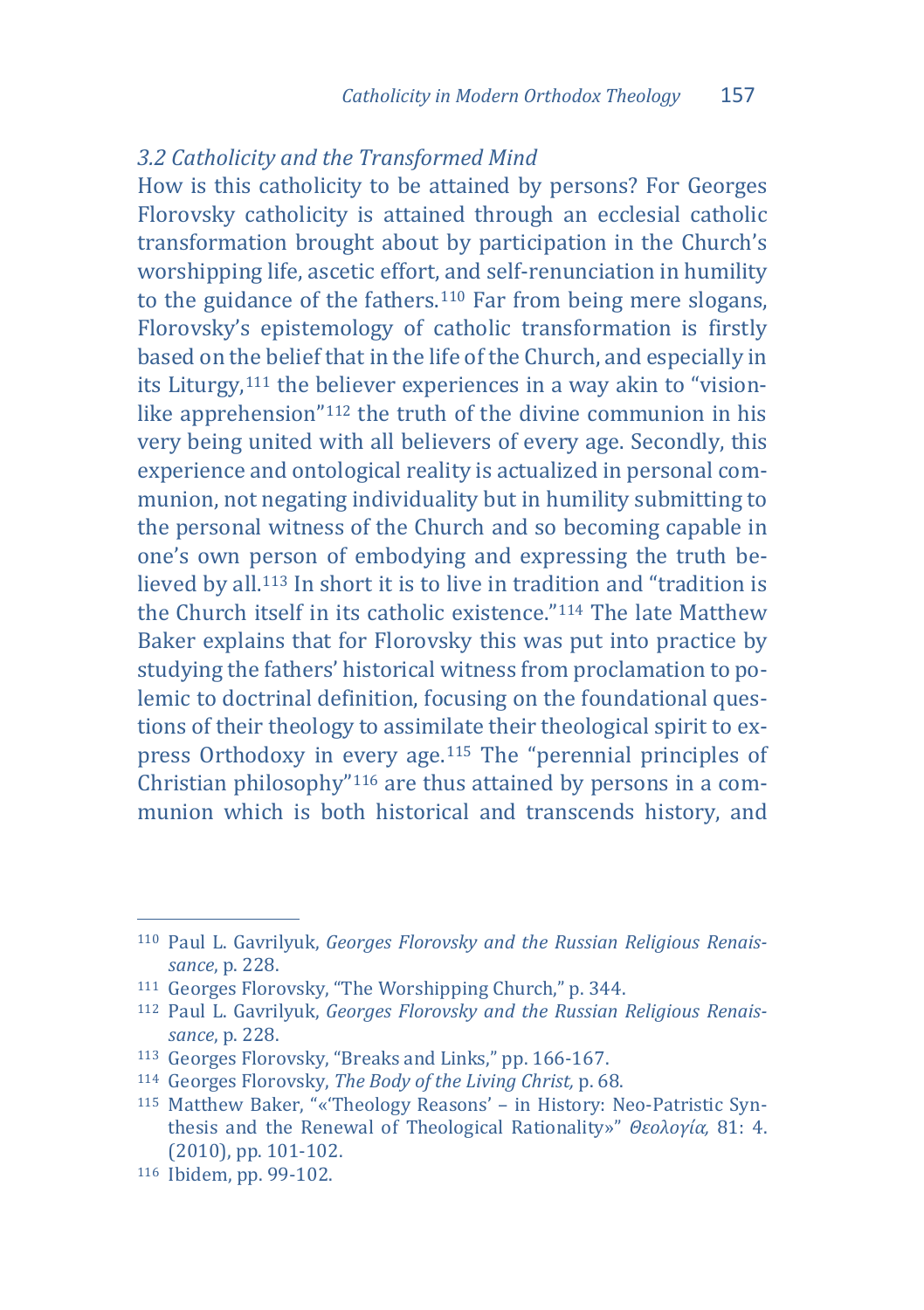### *3.2 Catholicity and the Transformed Mind*

How is this catholicity to be attained by persons? For Georges Florovsky catholicity is attained through an ecclesial catholic transformation brought about by participation in the Church's worshipping life, ascetic effort, and self-renunciation in humility to the guidance of the fathers.[110] Far from being mere slogans, Florovsky's epistemology of catholic transformation is firstly based on the belief that in the life of the Church, and especially in its Liturgy,[111] the believer experiences in a way akin to "vision-like apprehension"[112] the truth of the divine communion in his very being united with all believers of every age. Secondly, this experience and ontological reality is actualized in personal communion, not negating individuality but in humility submitting to the personal witness of the Church and so becoming capable in one's own person of embodying and expressing the truth believed by all.[113] In short it is to live in tradition and "tradition is the Church itself in its catholic existence."[114] The late Matthew Baker explains that for Florovsky this was put into practice by studying the fathers' historical witness from proclamation to polemic to doctrinal definition, focusing on the foundational questions of their theology to assimilate their theological spirit to express Orthodoxy in every age.[115] The "perennial principles of Christian philosophy"[116] are thus attained by persons in a communion which is both historical and transcends history, and

---

[110] Paul L. Gavrilyuk, *Georges Florovsky and the Russian Religious Renaissance*, p. 228.

[111] Georges Florovsky, "The Worshipping Church," p. 344.

[112] Paul L. Gavrilyuk, *Georges Florovsky and the Russian Religious Renaissance*, p. 228.

[113] Georges Florovsky, "Breaks and Links," pp. 166-167.

[114] Georges Florovsky, *The Body of the Living Christ,* p. 68.

[115] Matthew Baker, "«'Theology Reasons' – in History: Neo-Patristic Synthesis and the Renewal of Theological Rationality»" *Θεολογία,* 81: 4. (2010), pp. 101-102.

[116] Ibidem, pp. 99-102.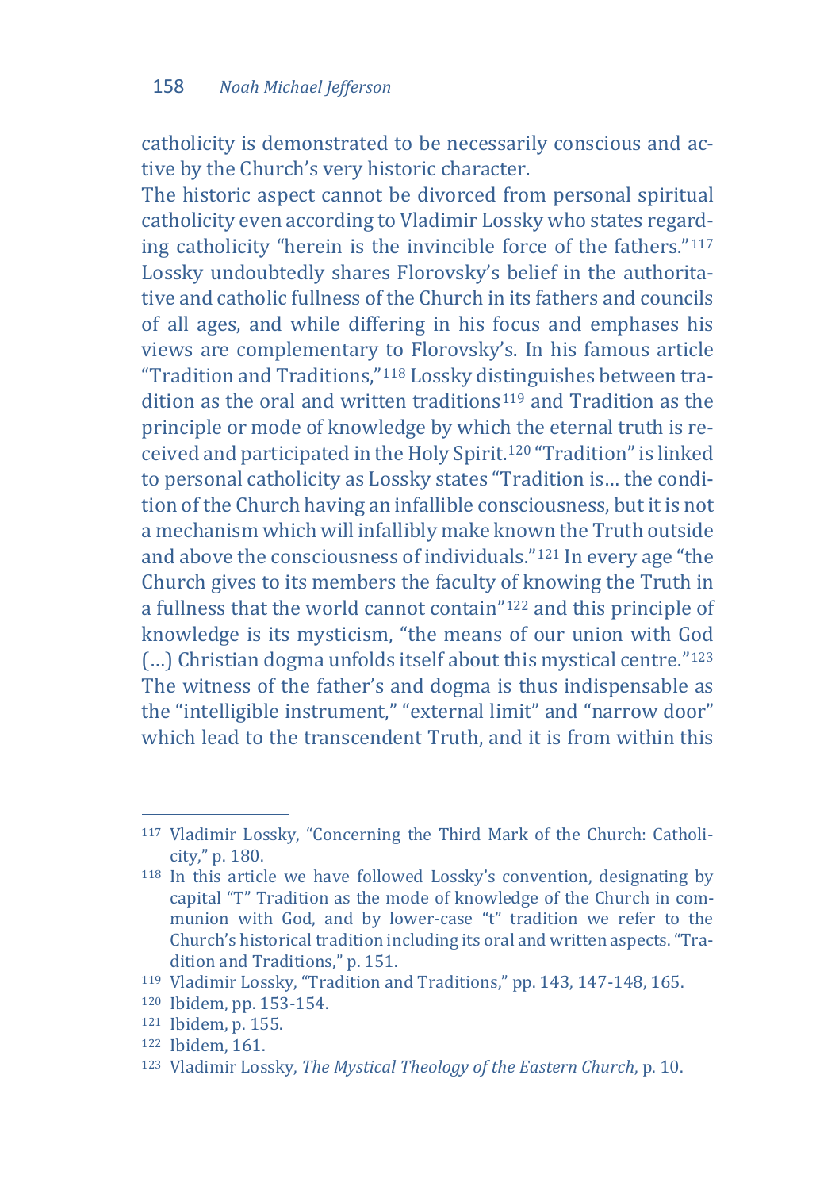catholicity is demonstrated to be necessarily conscious and active by the Church's very historic character.

The historic aspect cannot be divorced from personal spiritual catholicity even according to Vladimir Lossky who states regarding catholicity "herein is the invincible force of the fathers."[117] Lossky undoubtedly shares Florovsky's belief in the authoritative and catholic fullness of the Church in its fathers and councils of all ages, and while differing in his focus and emphases his views are complementary to Florovsky's. In his famous article "Tradition and Traditions,"[118] Lossky distinguishes between tradition as the oral and written traditions[119] and Tradition as the principle or mode of knowledge by which the eternal truth is received and participated in the Holy Spirit.[120] "Tradition" is linked to personal catholicity as Lossky states "Tradition is… the condition of the Church having an infallible consciousness, but it is not a mechanism which will infallibly make known the Truth outside and above the consciousness of individuals."[121] In every age "the Church gives to its members the faculty of knowing the Truth in a fullness that the world cannot contain"[122] and this principle of knowledge is its mysticism, "the means of our union with God (…) Christian dogma unfolds itself about this mystical centre."[123] The witness of the father's and dogma is thus indispensable as the "intelligible instrument," "external limit" and "narrow door" which lead to the transcendent Truth, and it is from within this

---

[117] Vladimir Lossky, "Concerning the Third Mark of the Church: Catholicity," p. 180.

[118] In this article we have followed Lossky's convention, designating by capital "T" Tradition as the mode of knowledge of the Church in communion with God, and by lower-case "t" tradition we refer to the Church's historical tradition including its oral and written aspects. "Tradition and Traditions," p. 151.

[119] Vladimir Lossky, "Tradition and Traditions," pp. 143, 147-148, 165.

[120] Ibidem, pp. 153-154.

[121] Ibidem, p. 155.

[122] Ibidem, 161.

[123] Vladimir Lossky, *The Mystical Theology of the Eastern Church*, p. 10.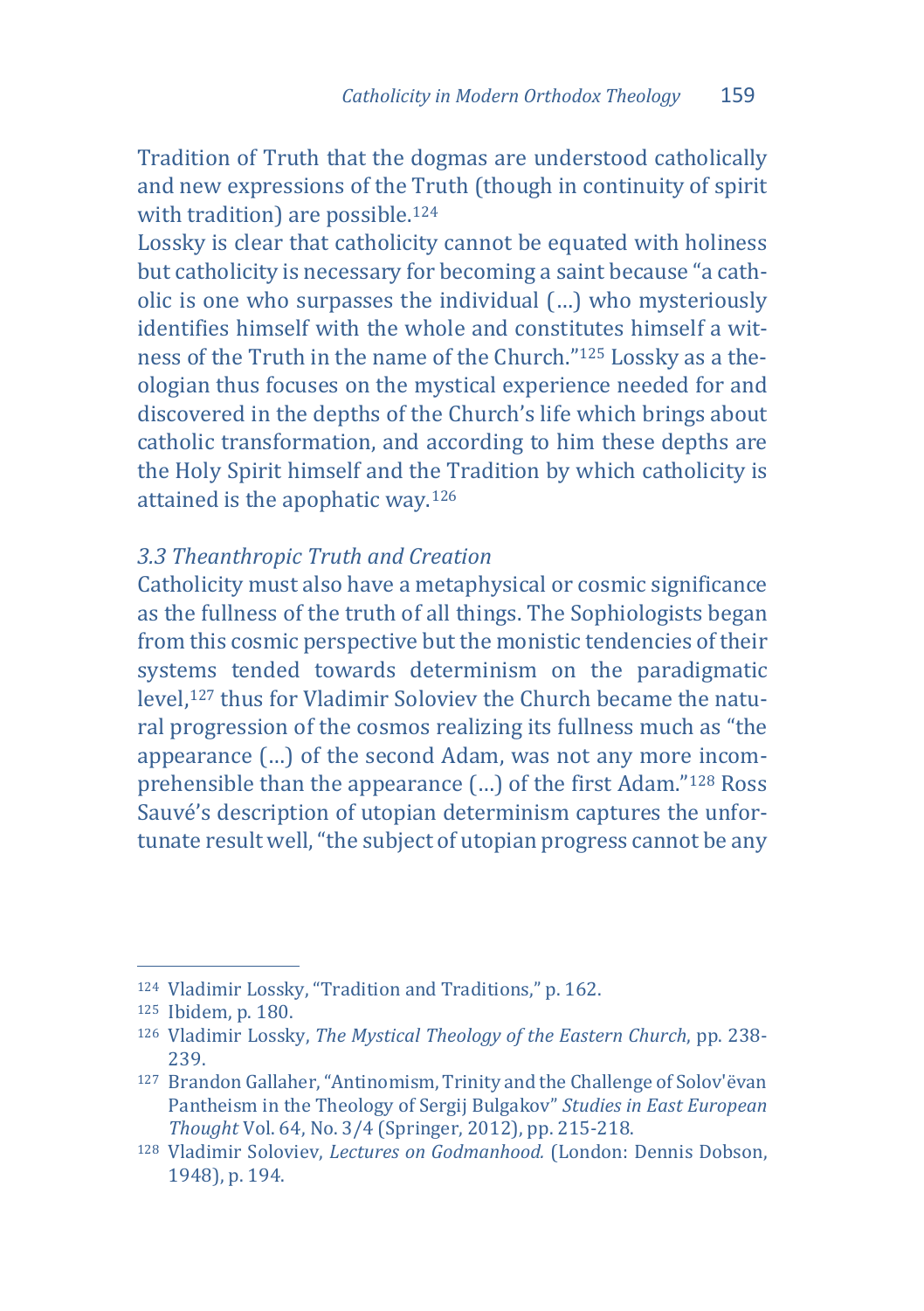Tradition of Truth that the dogmas are understood catholically and new expressions of the Truth (though in continuity of spirit with tradition) are possible.[124]

Lossky is clear that catholicity cannot be equated with holiness but catholicity is necessary for becoming a saint because "a catholic is one who surpasses the individual (…) who mysteriously identifies himself with the whole and constitutes himself a witness of the Truth in the name of the Church."[125] Lossky as a theologian thus focuses on the mystical experience needed for and discovered in the depths of the Church's life which brings about catholic transformation, and according to him these depths are the Holy Spirit himself and the Tradition by which catholicity is attained is the apophatic way.[126]

### *3.3 Theanthropic Truth and Creation*

Catholicity must also have a metaphysical or cosmic significance as the fullness of the truth of all things. The Sophiologists began from this cosmic perspective but the monistic tendencies of their systems tended towards determinism on the paradigmatic level,[127] thus for Vladimir Soloviev the Church became the natural progression of the cosmos realizing its fullness much as "the appearance (…) of the second Adam, was not any more incomprehensible than the appearance (…) of the first Adam."[128] Ross Sauvé's description of utopian determinism captures the unfortunate result well, "the subject of utopian progress cannot be any

---

[124] Vladimir Lossky, "Tradition and Traditions," p. 162.

[125] Ibidem, p. 180.

[126] Vladimir Lossky, *The Mystical Theology of the Eastern Church*, pp. 238-239.

[127] Brandon Gallaher, "Antinomism, Trinity and the Challenge of Solov'ëvan Pantheism in the Theology of Sergij Bulgakov" *Studies in East European Thought* Vol. 64, No. 3/4 (Springer, 2012), pp. 215-218.

[128] Vladimir Soloviev, *Lectures on Godmanhood.* (London: Dennis Dobson, 1948), p. 194.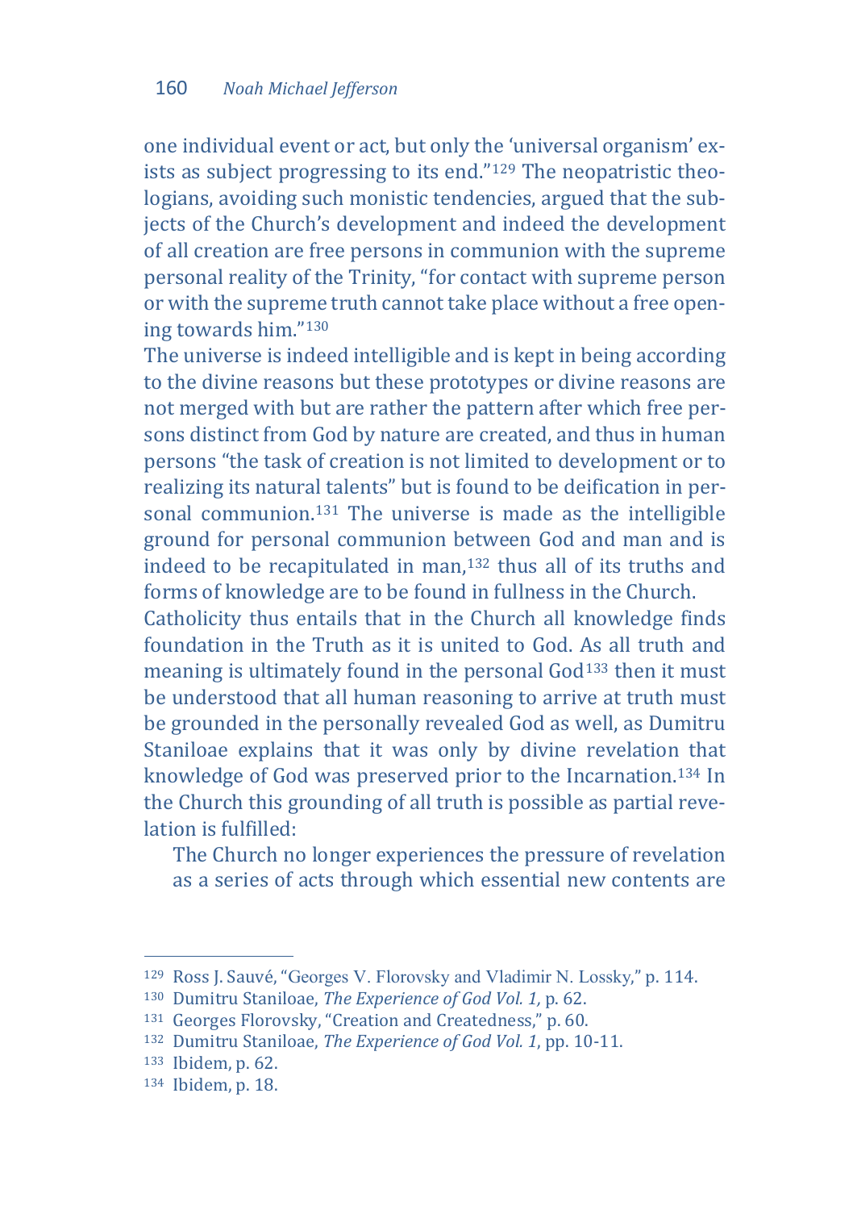one individual event or act, but only the 'universal organism' exists as subject progressing to its end."[129] The neopatristic theologians, avoiding such monistic tendencies, argued that the subjects of the Church's development and indeed the development of all creation are free persons in communion with the supreme personal reality of the Trinity, "for contact with supreme person or with the supreme truth cannot take place without a free opening towards him."[130]

The universe is indeed intelligible and is kept in being according to the divine reasons but these prototypes or divine reasons are not merged with but are rather the pattern after which free persons distinct from God by nature are created, and thus in human persons "the task of creation is not limited to development or to realizing its natural talents" but is found to be deification in personal communion.[131] The universe is made as the intelligible ground for personal communion between God and man and is indeed to be recapitulated in man,[132] thus all of its truths and forms of knowledge are to be found in fullness in the Church.

Catholicity thus entails that in the Church all knowledge finds foundation in the Truth as it is united to God. As all truth and meaning is ultimately found in the personal God[133] then it must be understood that all human reasoning to arrive at truth must be grounded in the personally revealed God as well, as Dumitru Staniloae explains that it was only by divine revelation that knowledge of God was preserved prior to the Incarnation.[134] In the Church this grounding of all truth is possible as partial revelation is fulfilled:

> The Church no longer experiences the pressure of revelation as a series of acts through which essential new contents are

---

[129] Ross J. Sauvé, "Georges V. Florovsky and Vladimir N. Lossky," p. 114.

[130] Dumitru Staniloae, *The Experience of God Vol. 1,* p. 62.

[131] Georges Florovsky, "Creation and Createdness," p. 60.

[132] Dumitru Staniloae, *The Experience of God Vol. 1*, pp. 10-11.

[133] Ibidem, p. 62.

[134] Ibidem, p. 18.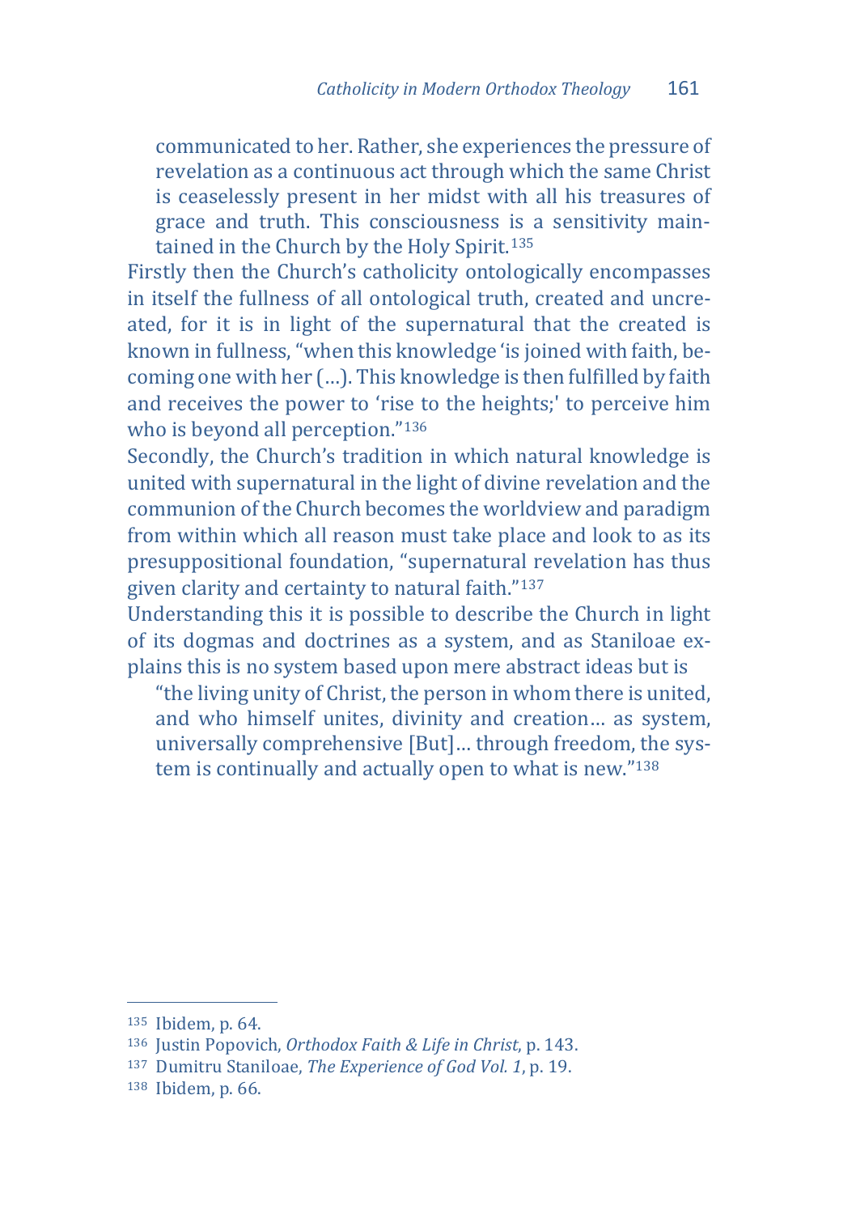> communicated to her. Rather, she experiences the pressure of revelation as a continuous act through which the same Christ is ceaselessly present in her midst with all his treasures of grace and truth. This consciousness is a sensitivity maintained in the Church by the Holy Spirit.[135]

Firstly then the Church's catholicity ontologically encompasses in itself the fullness of all ontological truth, created and uncreated, for it is in light of the supernatural that the created is known in fullness, "when this knowledge 'is joined with faith, becoming one with her (…). This knowledge is then fulfilled by faith and receives the power to 'rise to the heights;' to perceive him who is beyond all perception."[136]

Secondly, the Church's tradition in which natural knowledge is united with supernatural in the light of divine revelation and the communion of the Church becomes the worldview and paradigm from within which all reason must take place and look to as its presuppositional foundation, "supernatural revelation has thus given clarity and certainty to natural faith."[137]

Understanding this it is possible to describe the Church in light of its dogmas and doctrines as a system, and as Staniloae explains this is no system based upon mere abstract ideas but is

> "the living unity of Christ, the person in whom there is united, and who himself unites, divinity and creation… as system, universally comprehensive [But]… through freedom, the system is continually and actually open to what is new."[138]

---

[135] Ibidem, p. 64.

[136] Justin Popovich, *Orthodox Faith & Life in Christ*, p. 143.

[137] Dumitru Staniloae, *The Experience of God Vol. 1*, p. 19.

[138] Ibidem, p. 66.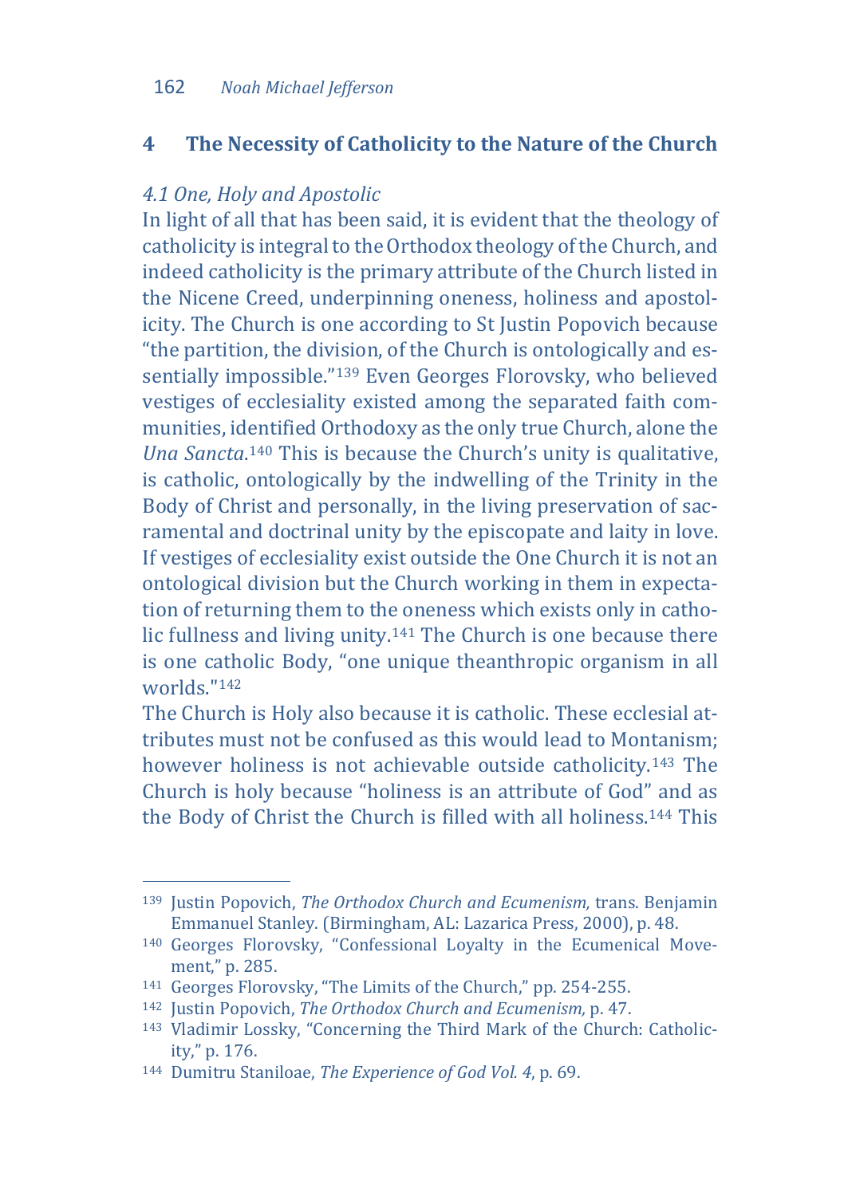## 4 The Necessity of Catholicity to the Nature of the Church

### *4.1 One, Holy and Apostolic*

In light of all that has been said, it is evident that the theology of catholicity is integral to the Orthodox theology of the Church, and indeed catholicity is the primary attribute of the Church listed in the Nicene Creed, underpinning oneness, holiness and apostolicity. The Church is one according to St Justin Popovich because "the partition, the division, of the Church is ontologically and essentially impossible."[139] Even Georges Florovsky, who believed vestiges of ecclesiality existed among the separated faith communities, identified Orthodoxy as the only true Church, alone the *Una Sancta*.[140] This is because the Church's unity is qualitative, is catholic, ontologically by the indwelling of the Trinity in the Body of Christ and personally, in the living preservation of sacramental and doctrinal unity by the episcopate and laity in love. If vestiges of ecclesiality exist outside the One Church it is not an ontological division but the Church working in them in expectation of returning them to the oneness which exists only in catholic fullness and living unity.[141] The Church is one because there is one catholic Body, "one unique theanthropic organism in all worlds."[142]

The Church is Holy also because it is catholic. These ecclesial attributes must not be confused as this would lead to Montanism; however holiness is not achievable outside catholicity.[143] The Church is holy because "holiness is an attribute of God" and as the Body of Christ the Church is filled with all holiness.[144] This

---

[139] Justin Popovich, *The Orthodox Church and Ecumenism,* trans. Benjamin Emmanuel Stanley. (Birmingham, AL: Lazarica Press, 2000), p. 48.

[140] Georges Florovsky, "Confessional Loyalty in the Ecumenical Movement," p. 285.

[141] Georges Florovsky, "The Limits of the Church," pp. 254-255.

[142] Justin Popovich, *The Orthodox Church and Ecumenism,* p. 47.

[143] Vladimir Lossky, "Concerning the Third Mark of the Church: Catholicity," p. 176.

[144] Dumitru Staniloae, *The Experience of God Vol. 4*, p. 69.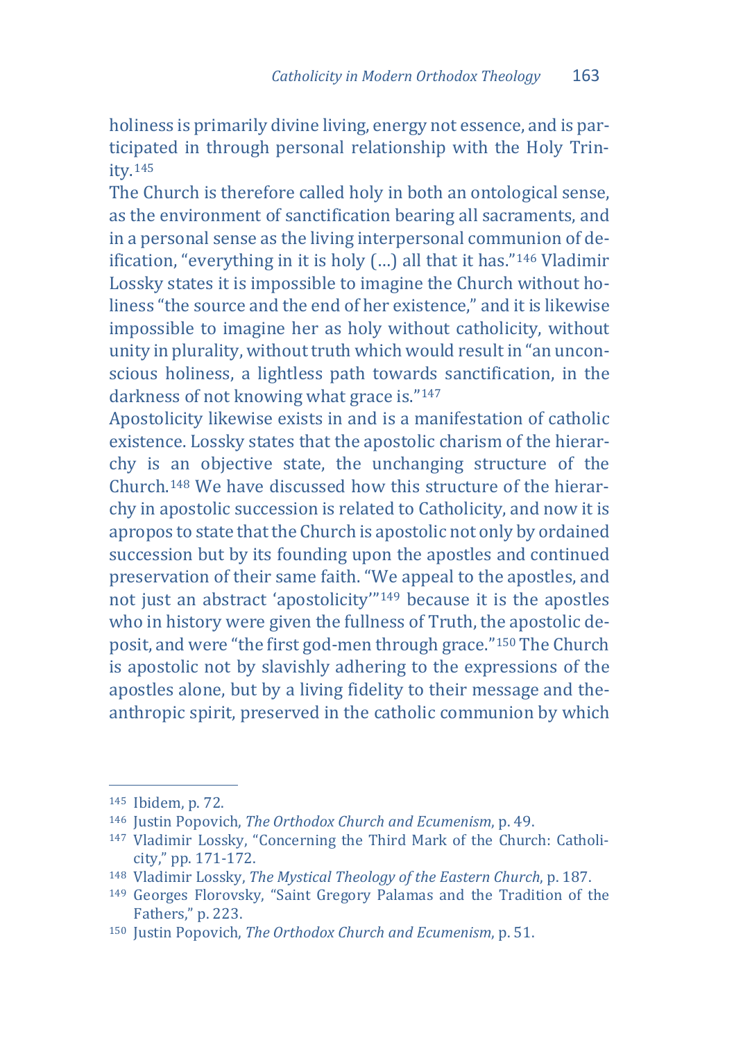holiness is primarily divine living, energy not essence, and is participated in through personal relationship with the Holy Trinity.[145]

The Church is therefore called holy in both an ontological sense, as the environment of sanctification bearing all sacraments, and in a personal sense as the living interpersonal communion of deification, "everything in it is holy (…) all that it has."[146] Vladimir Lossky states it is impossible to imagine the Church without holiness "the source and the end of her existence," and it is likewise impossible to imagine her as holy without catholicity, without unity in plurality, without truth which would result in "an unconscious holiness, a lightless path towards sanctification, in the darkness of not knowing what grace is."[147]

Apostolicity likewise exists in and is a manifestation of catholic existence. Lossky states that the apostolic charism of the hierarchy is an objective state, the unchanging structure of the Church.[148] We have discussed how this structure of the hierarchy in apostolic succession is related to Catholicity, and now it is apropos to state that the Church is apostolic not only by ordained succession but by its founding upon the apostles and continued preservation of their same faith. "We appeal to the apostles, and not just an abstract 'apostolicity'"[149] because it is the apostles who in history were given the fullness of Truth, the apostolic deposit, and were "the first god-men through grace."[150] The Church is apostolic not by slavishly adhering to the expressions of the apostles alone, but by a living fidelity to their message and theanthropic spirit, preserved in the catholic communion by which

---

[145] Ibidem, p. 72.

[146] Justin Popovich, *The Orthodox Church and Ecumenism*, p. 49.

[147] Vladimir Lossky, "Concerning the Third Mark of the Church: Catholicity," pp. 171-172.

[148] Vladimir Lossky, *The Mystical Theology of the Eastern Church*, p. 187.

[149] Georges Florovsky, "Saint Gregory Palamas and the Tradition of the Fathers," p. 223.

[150] Justin Popovich, *The Orthodox Church and Ecumenism*, p. 51.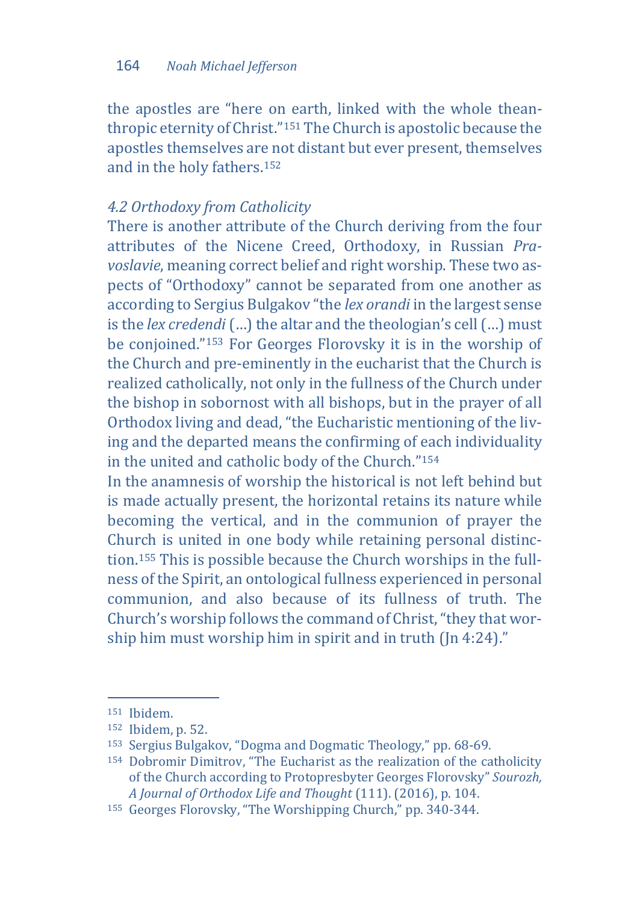the apostles are "here on earth, linked with the whole theanthropic eternity of Christ."[151] The Church is apostolic because the apostles themselves are not distant but ever present, themselves and in the holy fathers.[152]

### *4.2 Orthodoxy from Catholicity*

There is another attribute of the Church deriving from the four attributes of the Nicene Creed, Orthodoxy, in Russian *Pravoslavie*, meaning correct belief and right worship. These two aspects of "Orthodoxy" cannot be separated from one another as according to Sergius Bulgakov "the *lex orandi* in the largest sense is the *lex credendi* (…) the altar and the theologian's cell (…) must be conjoined."[153] For Georges Florovsky it is in the worship of the Church and pre-eminently in the eucharist that the Church is realized catholically, not only in the fullness of the Church under the bishop in sobornost with all bishops, but in the prayer of all Orthodox living and dead, "the Eucharistic mentioning of the living and the departed means the confirming of each individuality in the united and catholic body of the Church."[154]

In the anamnesis of worship the historical is not left behind but is made actually present, the horizontal retains its nature while becoming the vertical, and in the communion of prayer the Church is united in one body while retaining personal distinction.[155] This is possible because the Church worships in the fullness of the Spirit, an ontological fullness experienced in personal communion, and also because of its fullness of truth. The Church's worship follows the command of Christ, "they that worship him must worship him in spirit and in truth (Jn 4:24)."

---

[151] Ibidem.

[152] Ibidem, p. 52.

[153] Sergius Bulgakov, "Dogma and Dogmatic Theology," pp. 68-69.

[154] Dobromir Dimitrov, "The Eucharist as the realization of the catholicity of the Church according to Protopresbyter Georges Florovsky" *Sourozh, A Journal of Orthodox Life and Thought* (111). (2016), p. 104.

[155] Georges Florovsky, "The Worshipping Church," pp. 340-344.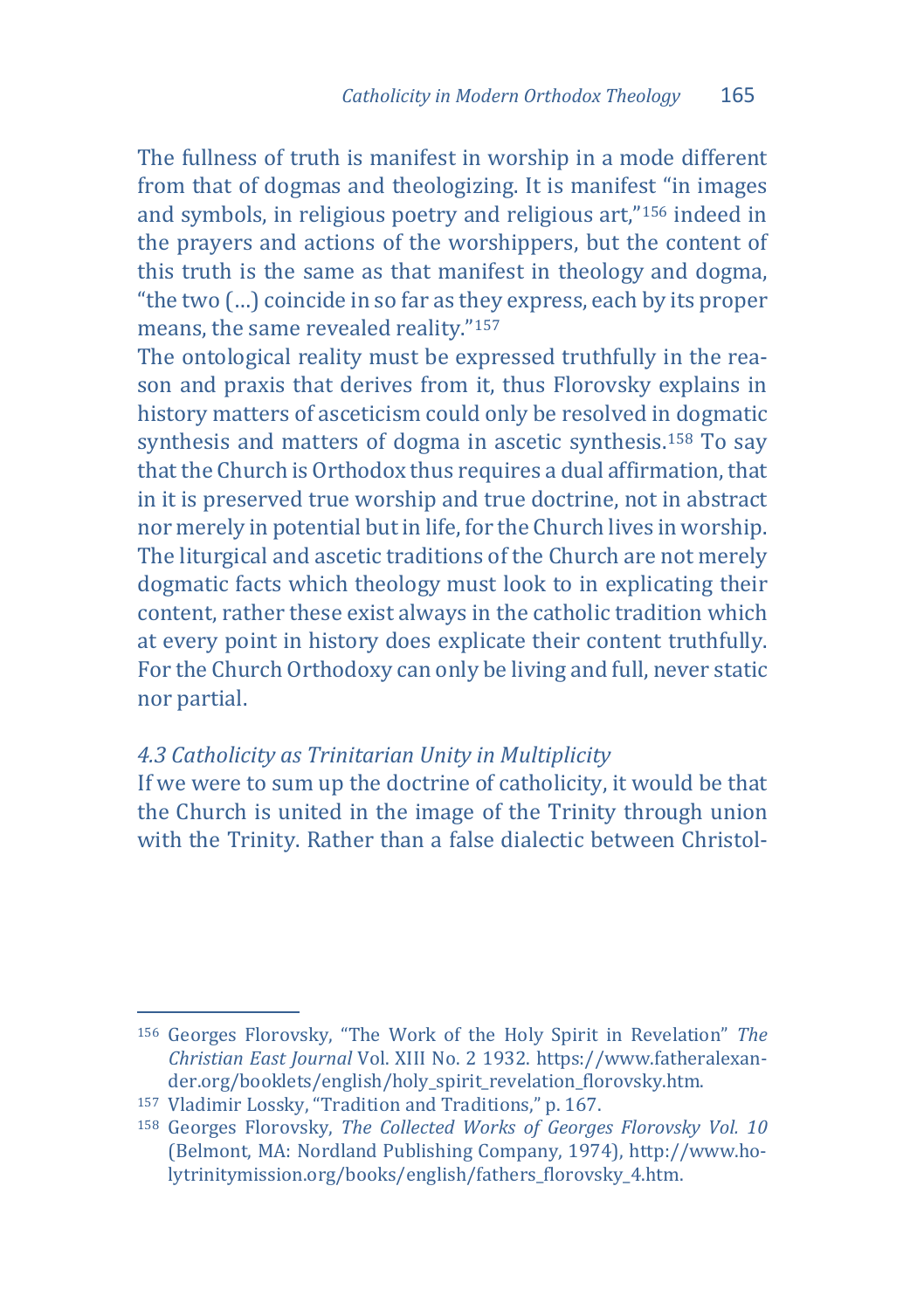The fullness of truth is manifest in worship in a mode different from that of dogmas and theologizing. It is manifest "in images and symbols, in religious poetry and religious art,"[156] indeed in the prayers and actions of the worshippers, but the content of this truth is the same as that manifest in theology and dogma, "the two (…) coincide in so far as they express, each by its proper means, the same revealed reality."[157]

The ontological reality must be expressed truthfully in the reason and praxis that derives from it, thus Florovsky explains in history matters of asceticism could only be resolved in dogmatic synthesis and matters of dogma in ascetic synthesis.[158] To say that the Church is Orthodox thus requires a dual affirmation, that in it is preserved true worship and true doctrine, not in abstract nor merely in potential but in life, for the Church lives in worship. The liturgical and ascetic traditions of the Church are not merely dogmatic facts which theology must look to in explicating their content, rather these exist always in the catholic tradition which at every point in history does explicate their content truthfully. For the Church Orthodoxy can only be living and full, never static nor partial.

### *4.3 Catholicity as Trinitarian Unity in Multiplicity*

If we were to sum up the doctrine of catholicity, it would be that the Church is united in the image of the Trinity through union with the Trinity. Rather than a false dialectic between Christol-

---

[156] Georges Florovsky, "The Work of the Holy Spirit in Revelation" *The Christian East Journal* Vol. XIII No. 2 1932. https://www.fatheralexander.org/booklets/english/holy_spirit_revelation_florovsky.htm.

[157] Vladimir Lossky, "Tradition and Traditions," p. 167.

[158] Georges Florovsky, *The Collected Works of Georges Florovsky Vol. 10* (Belmont, MA: Nordland Publishing Company, 1974), http://www.holytrinitymission.org/books/english/fathers_florovsky_4.htm.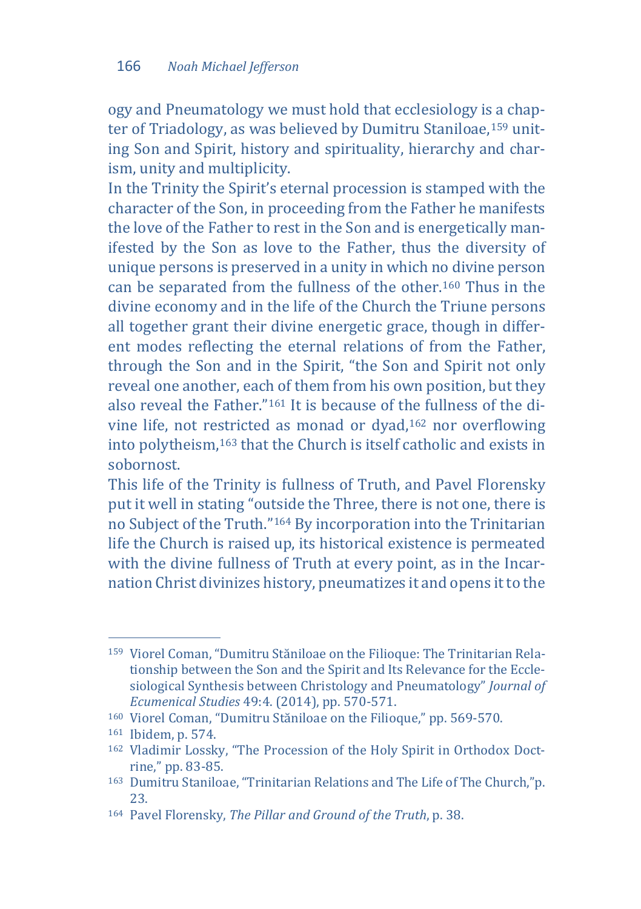ogy and Pneumatology we must hold that ecclesiology is a chapter of Triadology, as was believed by Dumitru Staniloae,[159] uniting Son and Spirit, history and spirituality, hierarchy and charism, unity and multiplicity.

In the Trinity the Spirit's eternal procession is stamped with the character of the Son, in proceeding from the Father he manifests the love of the Father to rest in the Son and is energetically manifested by the Son as love to the Father, thus the diversity of unique persons is preserved in a unity in which no divine person can be separated from the fullness of the other.[160] Thus in the divine economy and in the life of the Church the Triune persons all together grant their divine energetic grace, though in different modes reflecting the eternal relations of from the Father, through the Son and in the Spirit, "the Son and Spirit not only reveal one another, each of them from his own position, but they also reveal the Father."[161] It is because of the fullness of the divine life, not restricted as monad or dyad,[162] nor overflowing into polytheism,[163] that the Church is itself catholic and exists in sobornost.

This life of the Trinity is fullness of Truth, and Pavel Florensky put it well in stating "outside the Three, there is not one, there is no Subject of the Truth."[164] By incorporation into the Trinitarian life the Church is raised up, its historical existence is permeated with the divine fullness of Truth at every point, as in the Incarnation Christ divinizes history, pneumatizes it and opens it to the

---

[159] Viorel Coman, "Dumitru Stăniloae on the Filioque: The Trinitarian Relationship between the Son and the Spirit and Its Relevance for the Ecclesiological Synthesis between Christology and Pneumatology" *Journal of Ecumenical Studies* 49:4. (2014), pp. 570-571.

[160] Viorel Coman, "Dumitru Stăniloae on the Filioque," pp. 569-570.

[161] Ibidem, p. 574.

[162] Vladimir Lossky, "The Procession of the Holy Spirit in Orthodox Doctrine," pp. 83-85.

[163] Dumitru Staniloae, "Trinitarian Relations and The Life of The Church,"p. 23.

[164] Pavel Florensky, *The Pillar and Ground of the Truth*, p. 38.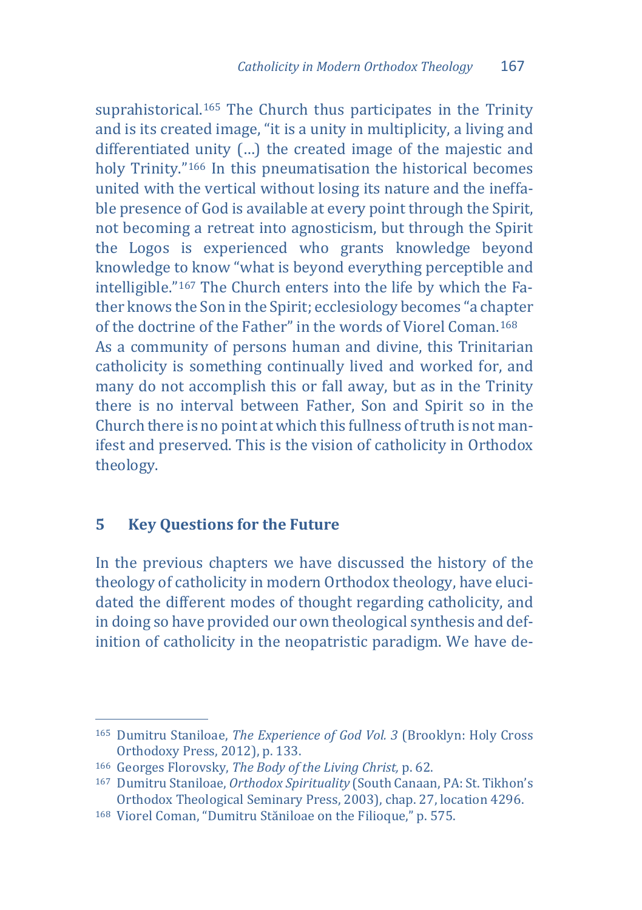suprahistorical.[165] The Church thus participates in the Trinity and is its created image, "it is a unity in multiplicity, a living and differentiated unity (…) the created image of the majestic and holy Trinity."[166] In this pneumatisation the historical becomes united with the vertical without losing its nature and the ineffable presence of God is available at every point through the Spirit, not becoming a retreat into agnosticism, but through the Spirit the Logos is experienced who grants knowledge beyond knowledge to know "what is beyond everything perceptible and intelligible."[167] The Church enters into the life by which the Father knows the Son in the Spirit; ecclesiology becomes "a chapter of the doctrine of the Father" in the words of Viorel Coman.[168]

As a community of persons human and divine, this Trinitarian catholicity is something continually lived and worked for, and many do not accomplish this or fall away, but as in the Trinity there is no interval between Father, Son and Spirit so in the Church there is no point at which this fullness of truth is not manifest and preserved. This is the vision of catholicity in Orthodox theology.

## 5 Key Questions for the Future

In the previous chapters we have discussed the history of the theology of catholicity in modern Orthodox theology, have elucidated the different modes of thought regarding catholicity, and in doing so have provided our own theological synthesis and definition of catholicity in the neopatristic paradigm. We have de-

---

[165] Dumitru Staniloae, *The Experience of God Vol. 3* (Brooklyn: Holy Cross Orthodoxy Press, 2012), p. 133.

[166] Georges Florovsky, *The Body of the Living Christ,* p. 62.

[167] Dumitru Staniloae, *Orthodox Spirituality* (South Canaan, PA: St. Tikhon's Orthodox Theological Seminary Press, 2003), chap. 27, location 4296.

[168] Viorel Coman, "Dumitru Stăniloae on the Filioque," p. 575.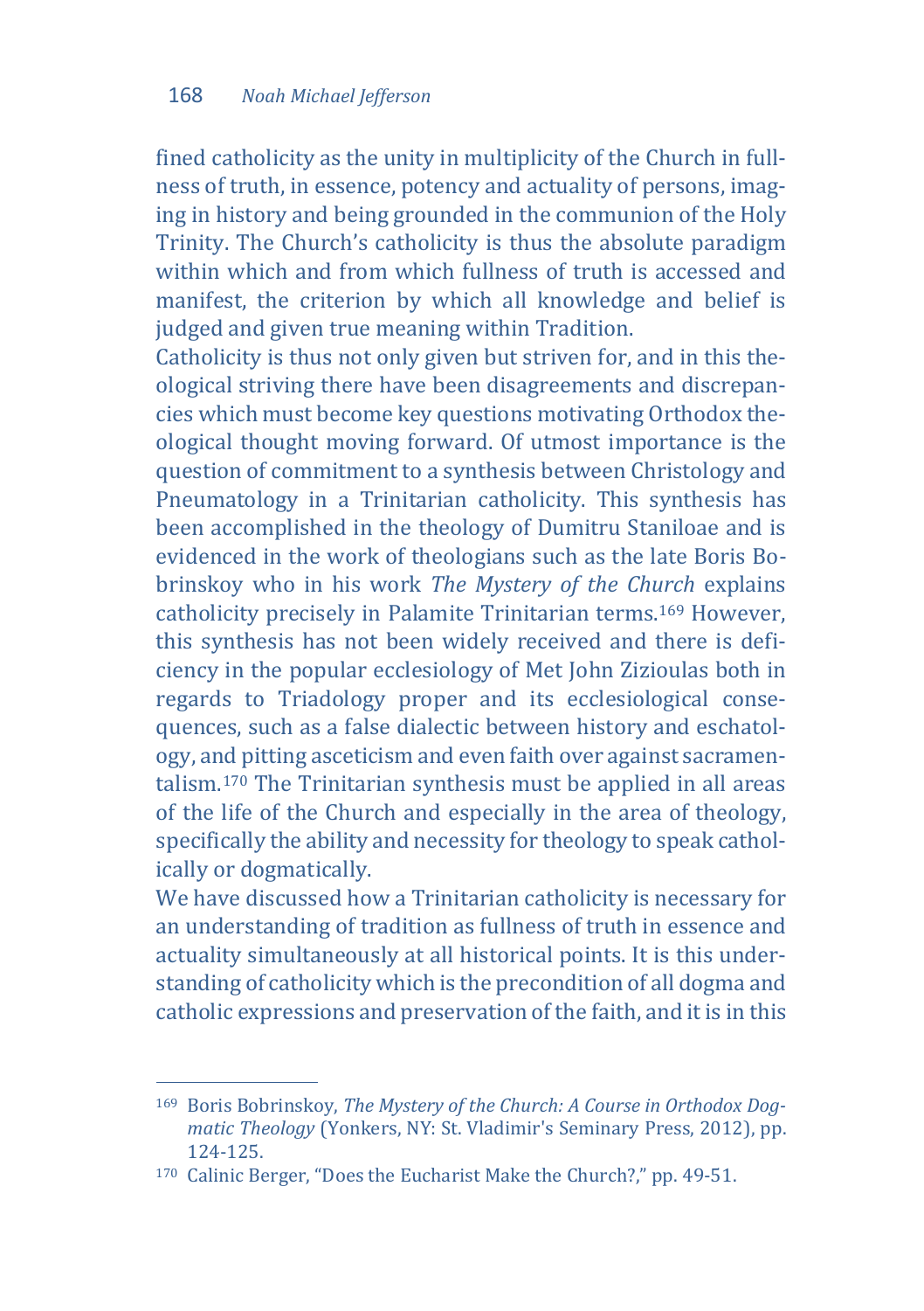fined catholicity as the unity in multiplicity of the Church in fullness of truth, in essence, potency and actuality of persons, imaging in history and being grounded in the communion of the Holy Trinity. The Church's catholicity is thus the absolute paradigm within which and from which fullness of truth is accessed and manifest, the criterion by which all knowledge and belief is judged and given true meaning within Tradition.

Catholicity is thus not only given but striven for, and in this theological striving there have been disagreements and discrepancies which must become key questions motivating Orthodox theological thought moving forward. Of utmost importance is the question of commitment to a synthesis between Christology and Pneumatology in a Trinitarian catholicity. This synthesis has been accomplished in the theology of Dumitru Staniloae and is evidenced in the work of theologians such as the late Boris Bobrinskoy who in his work *The Mystery of the Church* explains catholicity precisely in Palamite Trinitarian terms.[169] However, this synthesis has not been widely received and there is deficiency in the popular ecclesiology of Met John Zizioulas both in regards to Triadology proper and its ecclesiological consequences, such as a false dialectic between history and eschatology, and pitting asceticism and even faith over against sacramentalism.[170] The Trinitarian synthesis must be applied in all areas of the life of the Church and especially in the area of theology, specifically the ability and necessity for theology to speak catholically or dogmatically.

We have discussed how a Trinitarian catholicity is necessary for an understanding of tradition as fullness of truth in essence and actuality simultaneously at all historical points. It is this understanding of catholicity which is the precondition of all dogma and catholic expressions and preservation of the faith, and it is in this

---

[169] Boris Bobrinskoy, *The Mystery of the Church: A Course in Orthodox Dogmatic Theology* (Yonkers, NY: St. Vladimir's Seminary Press, 2012), pp. 124-125.

[170] Calinic Berger, "Does the Eucharist Make the Church?," pp. 49-51.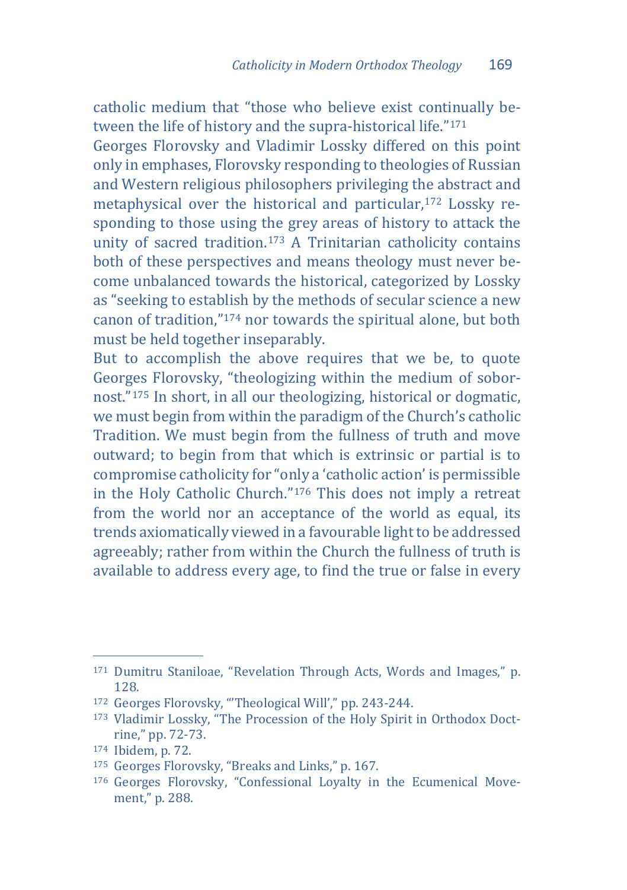catholic medium that "those who believe exist continually between the life of history and the supra-historical life."[171]

Georges Florovsky and Vladimir Lossky differed on this point only in emphases, Florovsky responding to theologies of Russian and Western religious philosophers privileging the abstract and metaphysical over the historical and particular,[172] Lossky responding to those using the grey areas of history to attack the unity of sacred tradition.[173] A Trinitarian catholicity contains both of these perspectives and means theology must never become unbalanced towards the historical, categorized by Lossky as "seeking to establish by the methods of secular science a new canon of tradition,"[174] nor towards the spiritual alone, but both must be held together inseparably.

But to accomplish the above requires that we be, to quote Georges Florovsky, "theologizing within the medium of sobornost."[175] In short, in all our theologizing, historical or dogmatic, we must begin from within the paradigm of the Church's catholic Tradition. We must begin from the fullness of truth and move outward; to begin from that which is extrinsic or partial is to compromise catholicity for "only a 'catholic action' is permissible in the Holy Catholic Church."[176] This does not imply a retreat from the world nor an acceptance of the world as equal, its trends axiomatically viewed in a favourable light to be addressed agreeably; rather from within the Church the fullness of truth is available to address every age, to find the true or false in every

---

[171] Dumitru Staniloae, "Revelation Through Acts, Words and Images," p. 128.

[172] Georges Florovsky, "'Theological Will'," pp. 243-244.

[173] Vladimir Lossky, "The Procession of the Holy Spirit in Orthodox Doctrine," pp. 72-73.

[174] Ibidem, p. 72.

[175] Georges Florovsky, "Breaks and Links," p. 167.

[176] Georges Florovsky, "Confessional Loyalty in the Ecumenical Movement," p. 288.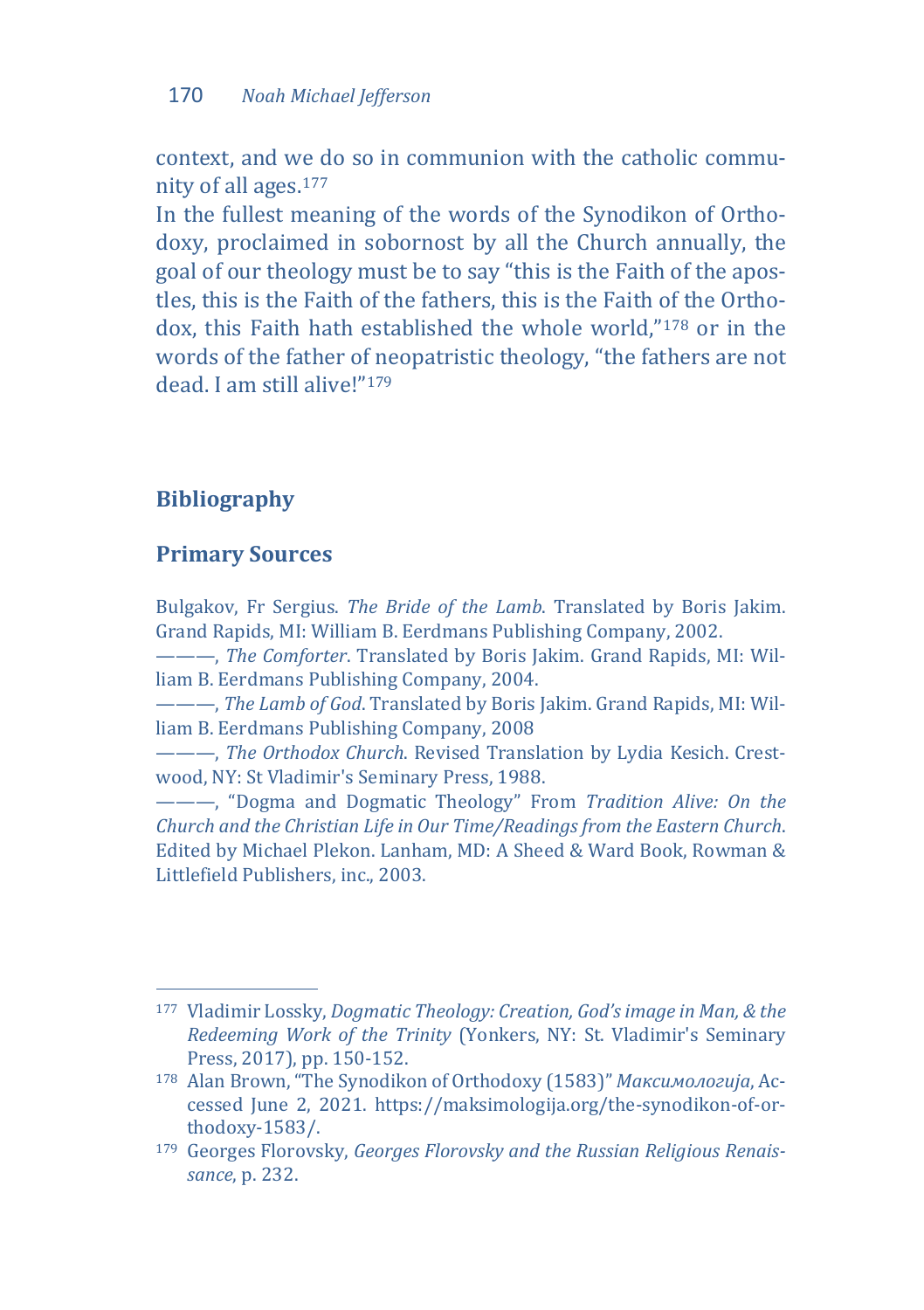context, and we do so in communion with the catholic community of all ages.[177]

In the fullest meaning of the words of the Synodikon of Orthodoxy, proclaimed in sobornost by all the Church annually, the goal of our theology must be to say "this is the Faith of the apostles, this is the Faith of the fathers, this is the Faith of the Orthodox, this Faith hath established the whole world,"[178] or in the words of the father of neopatristic theology, "the fathers are not dead. I am still alive!"[179]

## Bibliography

### Primary Sources

Bulgakov, Fr Sergius. *The Bride of the Lamb*. Translated by Boris Jakim. Grand Rapids, MI: William B. Eerdmans Publishing Company, 2002.

———, *The Comforter*. Translated by Boris Jakim. Grand Rapids, MI: William B. Eerdmans Publishing Company, 2004.

———, *The Lamb of God*. Translated by Boris Jakim. Grand Rapids, MI: William B. Eerdmans Publishing Company, 2008

———, *The Orthodox Church*. Revised Translation by Lydia Kesich. Crestwood, NY: St Vladimir's Seminary Press, 1988.

———, "Dogma and Dogmatic Theology" From *Tradition Alive: On the Church and the Christian Life in Our Time/Readings from the Eastern Church*. Edited by Michael Plekon. Lanham, MD: A Sheed & Ward Book, Rowman & Littlefield Publishers, inc., 2003.

---

[177] Vladimir Lossky, *Dogmatic Theology: Creation, God's image in Man, & the Redeeming Work of the Trinity* (Yonkers, NY: St. Vladimir's Seminary Press, 2017), pp. 150-152.

[178] Alan Brown, "The Synodikon of Orthodoxy (1583)" *Максимологија*, Accessed June 2, 2021. https://maksimologija.org/the-synodikon-of-orthodoxy-1583/.

[179] Georges Florovsky, *Georges Florovsky and the Russian Religious Renaissance*, p. 232.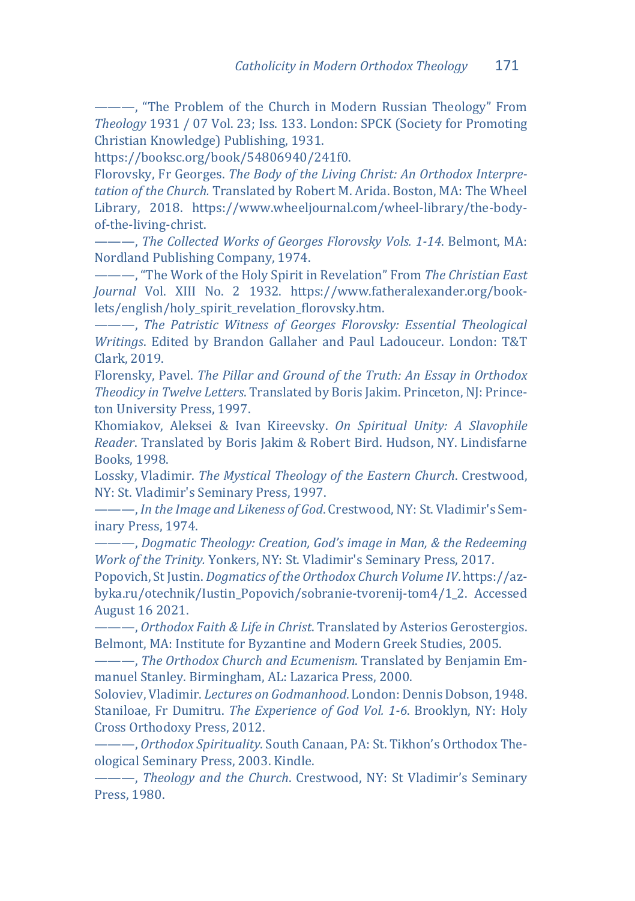———, “The Problem of the Church in Modern Russian Theology” From *Theology* 1931 / 07 Vol. 23; Iss. 133. London: SPCK (Society for Promoting Christian Knowledge) Publishing, 1931. https://booksc.org/book/54806940/241f0.

Florovsky, Fr Georges. *The Body of the Living Christ: An Orthodox Interpretation of the Church.* Translated by Robert M. Arida. Boston, MA: The Wheel Library, 2018. https://www.wheeljournal.com/wheel-library/the-body-of-the-living-christ.

———, *The Collected Works of Georges Florovsky Vols. 1-14*. Belmont, MA: Nordland Publishing Company, 1974.

———, “The Work of the Holy Spirit in Revelation” From *The Christian East Journal* Vol. XIII No. 2 1932. https://www.fatheralexander.org/booklets/english/holy_spirit_revelation_florovsky.htm.

———, *The Patristic Witness of Georges Florovsky: Essential Theological Writings*. Edited by Brandon Gallaher and Paul Ladouceur. London: T&T Clark, 2019.

Florensky, Pavel. *The Pillar and Ground of the Truth: An Essay in Orthodox Theodicy in Twelve Letters*. Translated by Boris Jakim. Princeton, NJ: Princeton University Press, 1997.

Khomiakov, Aleksei & Ivan Kireevsky. *On Spiritual Unity: A Slavophile Reader*. Translated by Boris Jakim & Robert Bird. Hudson, NY. Lindisfarne Books, 1998.

Lossky, Vladimir. *The Mystical Theology of the Eastern Church*. Crestwood, NY: St. Vladimir's Seminary Press, 1997.

———, *In the Image and Likeness of God*. Crestwood, NY: St. Vladimir's Seminary Press, 1974.

———, *Dogmatic Theology: Creation, God’s image in Man, & the Redeeming Work of the Trinity.* Yonkers, NY: St. Vladimir's Seminary Press, 2017.

Popovich, St Justin. *Dogmatics of the Orthodox Church Volume IV*. https://azbyka.ru/otechnik/Iustin_Popovich/sobranie-tvorenij-tom4/1_2. Accessed August 16 2021.

———, *Orthodox Faith & Life in Christ*. Translated by Asterios Gerostergios. Belmont, MA: Institute for Byzantine and Modern Greek Studies, 2005.

———, *The Orthodox Church and Ecumenism*. Translated by Benjamin Emmanuel Stanley. Birmingham, AL: Lazarica Press, 2000.

Soloviev, Vladimir. *Lectures on Godmanhood*. London: Dennis Dobson, 1948.

Staniloae, Fr Dumitru. *The Experience of God Vol. 1-6*. Brooklyn, NY: Holy Cross Orthodoxy Press, 2012.

———, *Orthodox Spirituality*. South Canaan, PA: St. Tikhon’s Orthodox Theological Seminary Press, 2003. Kindle.

———, *Theology and the Church*. Crestwood, NY: St Vladimir’s Seminary Press, 1980.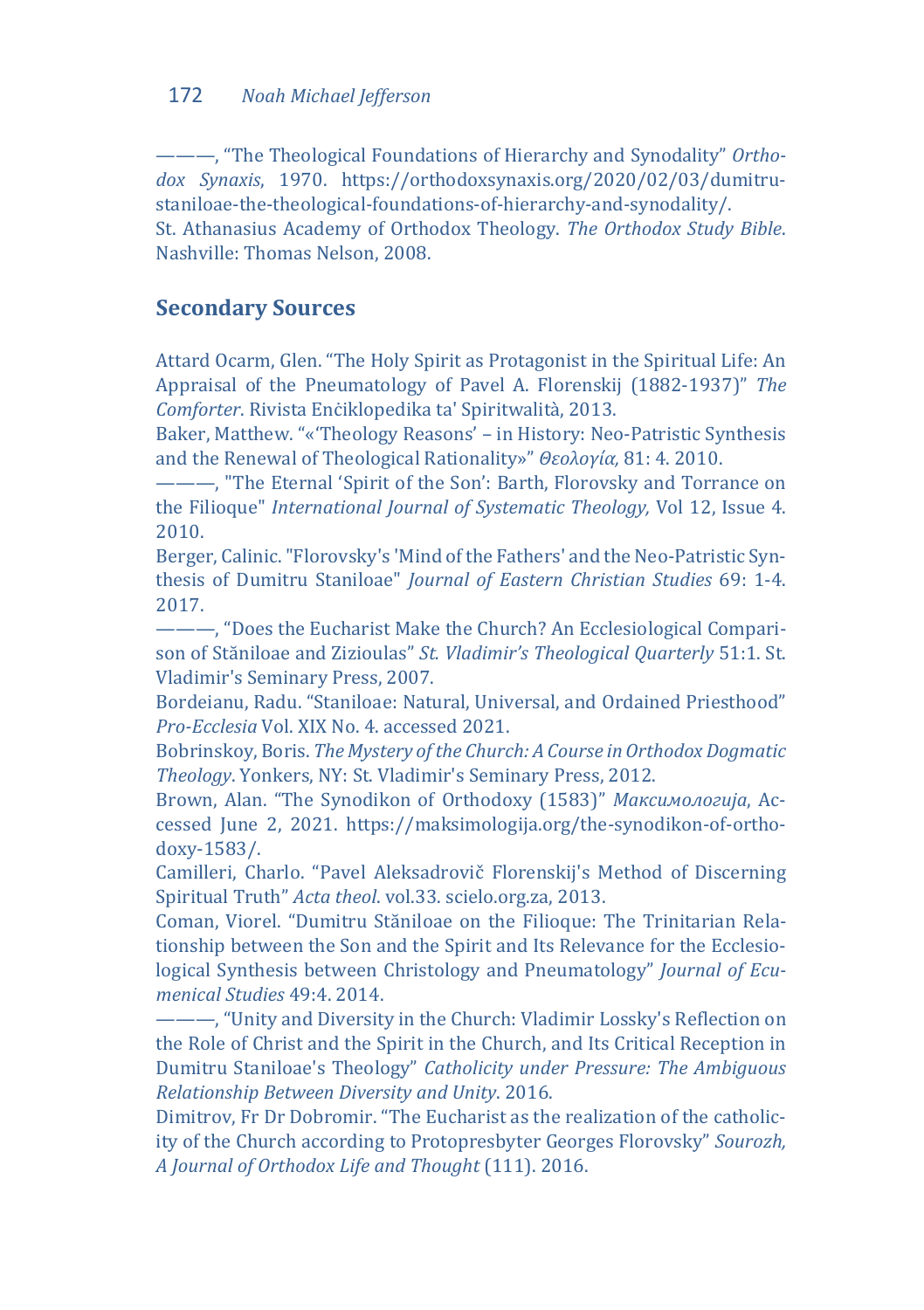———, “The Theological Foundations of Hierarchy and Synodality” *Orthodox Synaxis*, 1970. https://orthodoxsynaxis.org/2020/02/03/dumitru-staniloae-the-theological-foundations-of-hierarchy-and-synodality/.

St. Athanasius Academy of Orthodox Theology. *The Orthodox Study Bible*. Nashville: Thomas Nelson, 2008.

## Secondary Sources

Attard Ocarm, Glen. “The Holy Spirit as Protagonist in the Spiritual Life: An Appraisal of the Pneumatology of Pavel A. Florenskij (1882-1937)” *The Comforter*. Rivista Enċiklopedika ta' Spiritwalità, 2013.

Baker, Matthew. “«‘Theology Reasons’ – in History: Neo-Patristic Synthesis and the Renewal of Theological Rationality»” *Θεολογία,* 81: 4. 2010.

———, "The Eternal ‘Spirit of the Son’: Barth, Florovsky and Torrance on the Filioque" *International Journal of Systematic Theology,* Vol 12, Issue 4. 2010.

Berger, Calinic. "Florovsky's 'Mind of the Fathers' and the Neo-Patristic Synthesis of Dumitru Staniloae" *Journal of Eastern Christian Studies* 69: 1-4. 2017.

———, “Does the Eucharist Make the Church? An Ecclesiological Comparison of Stăniloae and Zizioulas” *St. Vladimir’s Theological Quarterly* 51:1. St. Vladimir's Seminary Press, 2007.

Bordeianu, Radu. “Staniloae: Natural, Universal, and Ordained Priesthood” *Pro-Ecclesia* Vol. XIX No. 4. accessed 2021.

Bobrinskoy, Boris. *The Mystery of the Church: A Course in Orthodox Dogmatic Theology*. Yonkers, NY: St. Vladimir's Seminary Press, 2012.

Brown, Alan. “The Synodikon of Orthodoxy (1583)” *Максимологија*, Accessed June 2, 2021. https://maksimologija.org/the-synodikon-of-orthodoxy-1583/.

Camilleri, Charlo. “Pavel Aleksadrovič Florenskij's Method of Discerning Spiritual Truth” *Acta theol*. vol.33. scielo.org.za, 2013.

Coman, Viorel. “Dumitru Stăniloae on the Filioque: The Trinitarian Relationship between the Son and the Spirit and Its Relevance for the Ecclesiological Synthesis between Christology and Pneumatology” *Journal of Ecumenical Studies* 49:4. 2014.

———, “Unity and Diversity in the Church: Vladimir Lossky's Reflection on the Role of Christ and the Spirit in the Church, and Its Critical Reception in Dumitru Staniloae's Theology” *Catholicity under Pressure: The Ambiguous Relationship Between Diversity and Unity*. 2016.

Dimitrov, Fr Dr Dobromir. “The Eucharist as the realization of the catholicity of the Church according to Protopresbyter Georges Florovsky” *Sourozh, A Journal of Orthodox Life and Thought* (111). 2016.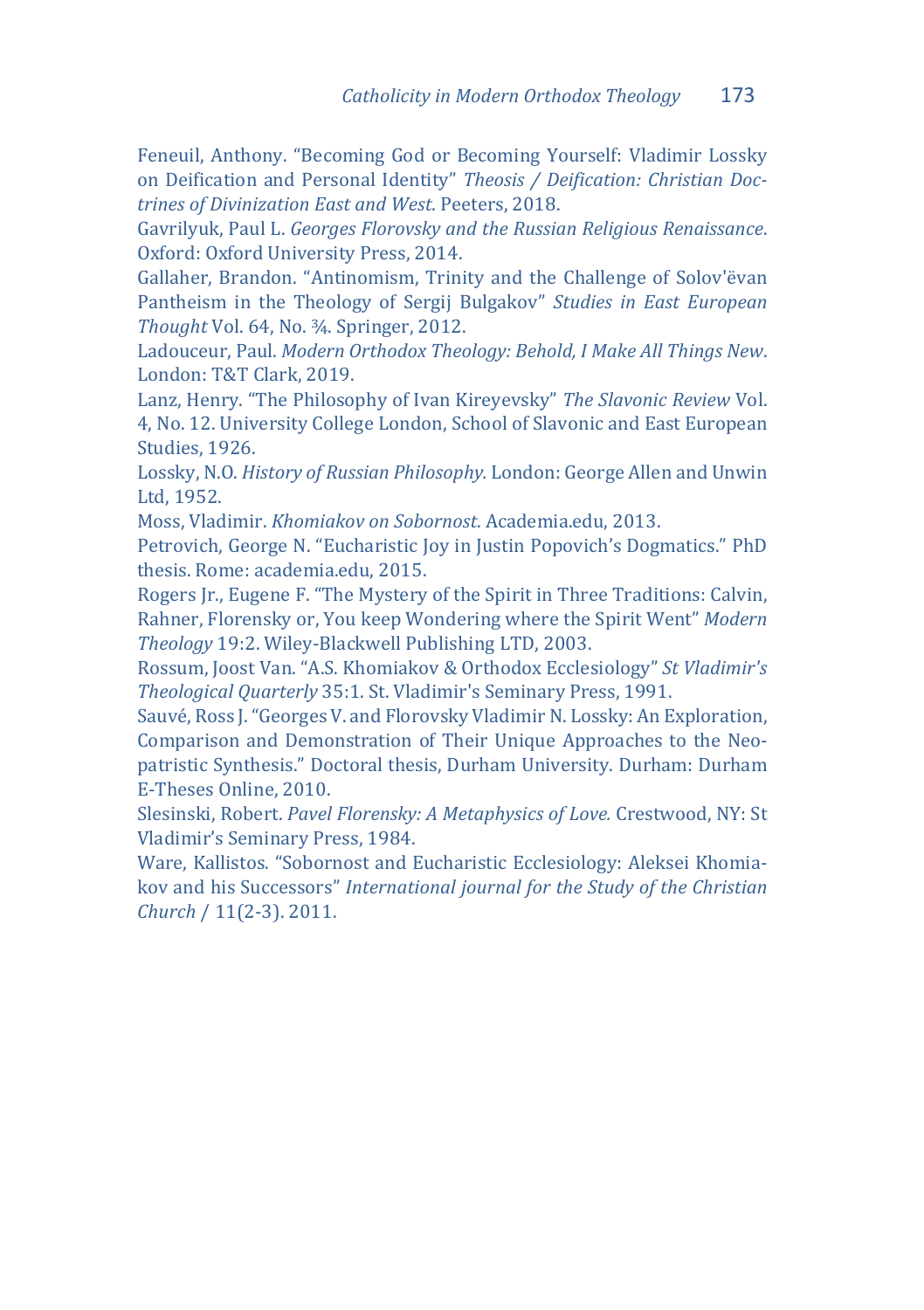Feneuil, Anthony. "Becoming God or Becoming Yourself: Vladimir Lossky on Deification and Personal Identity" *Theosis / Deification: Christian Doctrines of Divinization East and West*. Peeters, 2018.

Gavrilyuk, Paul L. *Georges Florovsky and the Russian Religious Renaissance*. Oxford: Oxford University Press, 2014.

Gallaher, Brandon. "Antinomism, Trinity and the Challenge of Solov'ëvan Pantheism in the Theology of Sergij Bulgakov" *Studies in East European Thought* Vol. 64, No. ¾. Springer, 2012.

Ladouceur, Paul. *Modern Orthodox Theology: Behold, I Make All Things New*. London: T&T Clark, 2019.

Lanz, Henry. "The Philosophy of Ivan Kireyevsky" *The Slavonic Review* Vol. 4, No. 12. University College London, School of Slavonic and East European Studies, 1926.

Lossky, N.O. *History of Russian Philosophy.* London: George Allen and Unwin Ltd, 1952.

Moss, Vladimir. *Khomiakov on Sobornost*. Academia.edu, 2013.

Petrovich, George N. "Eucharistic Joy in Justin Popovich's Dogmatics." PhD thesis. Rome: academia.edu, 2015.

Rogers Jr., Eugene F. "The Mystery of the Spirit in Three Traditions: Calvin, Rahner, Florensky or, You keep Wondering where the Spirit Went" *Modern Theology* 19:2. Wiley-Blackwell Publishing LTD, 2003.

Rossum, Joost Van. "A.S. Khomiakov & Orthodox Ecclesiology" *St Vladimir's Theological Quarterly* 35:1. St. Vladimir's Seminary Press, 1991.

Sauvé, Ross J. "Georges V. and Florovsky Vladimir N. Lossky: An Exploration, Comparison and Demonstration of Their Unique Approaches to the Neo-patristic Synthesis." Doctoral thesis, Durham University. Durham: Durham E-Theses Online, 2010.

Slesinski, Robert. *Pavel Florensky: A Metaphysics of Love.* Crestwood, NY: St Vladimir's Seminary Press, 1984.

Ware, Kallistos. "Sobornost and Eucharistic Ecclesiology: Aleksei Khomiakov and his Successors" *International journal for the Study of the Christian Church* / 11(2-3). 2011.